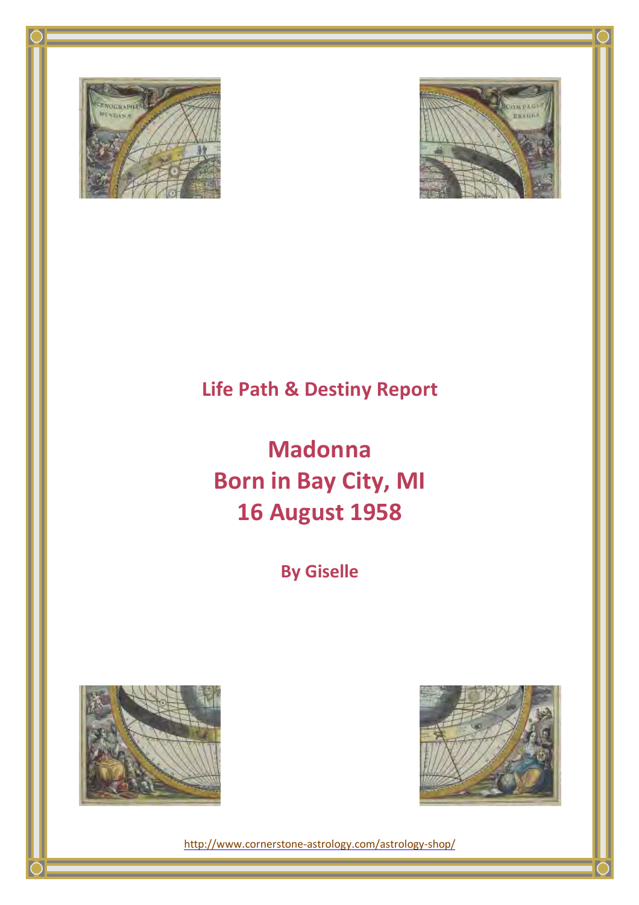# Life Path & Destiny Report

## Madonna
## Born in Bay City, MI
## 16 August 1958

**By Giselle**

http://www.cornerstone-astrology.com/astrology-shop/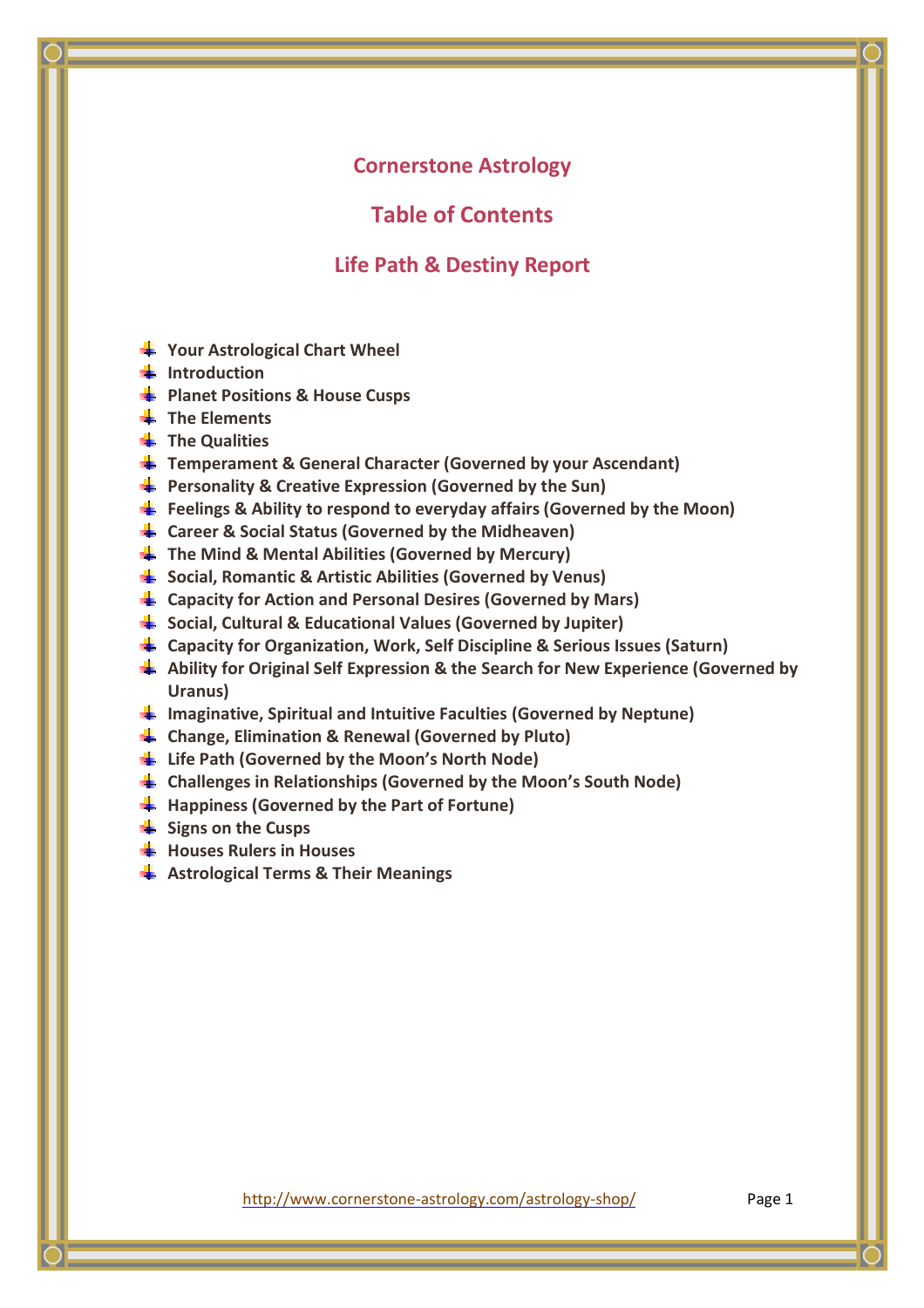# Cornerstone Astrology

## Table of Contents

## Life Path & Destiny Report

- **Your Astrological Chart Wheel**
- **Introduction**
- **Planet Positions & House Cusps**
- **The Elements**
- **The Qualities**
- **Temperament & General Character (Governed by your Ascendant)**
- **Personality & Creative Expression (Governed by the Sun)**
- **Feelings & Ability to respond to everyday affairs (Governed by the Moon)**
- **Career & Social Status (Governed by the Midheaven)**
- **The Mind & Mental Abilities (Governed by Mercury)**
- **Social, Romantic & Artistic Abilities (Governed by Venus)**
- **Capacity for Action and Personal Desires (Governed by Mars)**
- **Social, Cultural & Educational Values (Governed by Jupiter)**
- **Capacity for Organization, Work, Self Discipline & Serious Issues (Saturn)**
- **Ability for Original Self Expression & the Search for New Experience (Governed by Uranus)**
- **Imaginative, Spiritual and Intuitive Faculties (Governed by Neptune)**
- **Change, Elimination & Renewal (Governed by Pluto)**
- **Life Path (Governed by the Moon's North Node)**
- **Challenges in Relationships (Governed by the Moon's South Node)**
- **Happiness (Governed by the Part of Fortune)**
- **Signs on the Cusps**
- **Houses Rulers in Houses**
- **Astrological Terms & Their Meanings**

http://www.cornerstone-astrology.com/astrology-shop/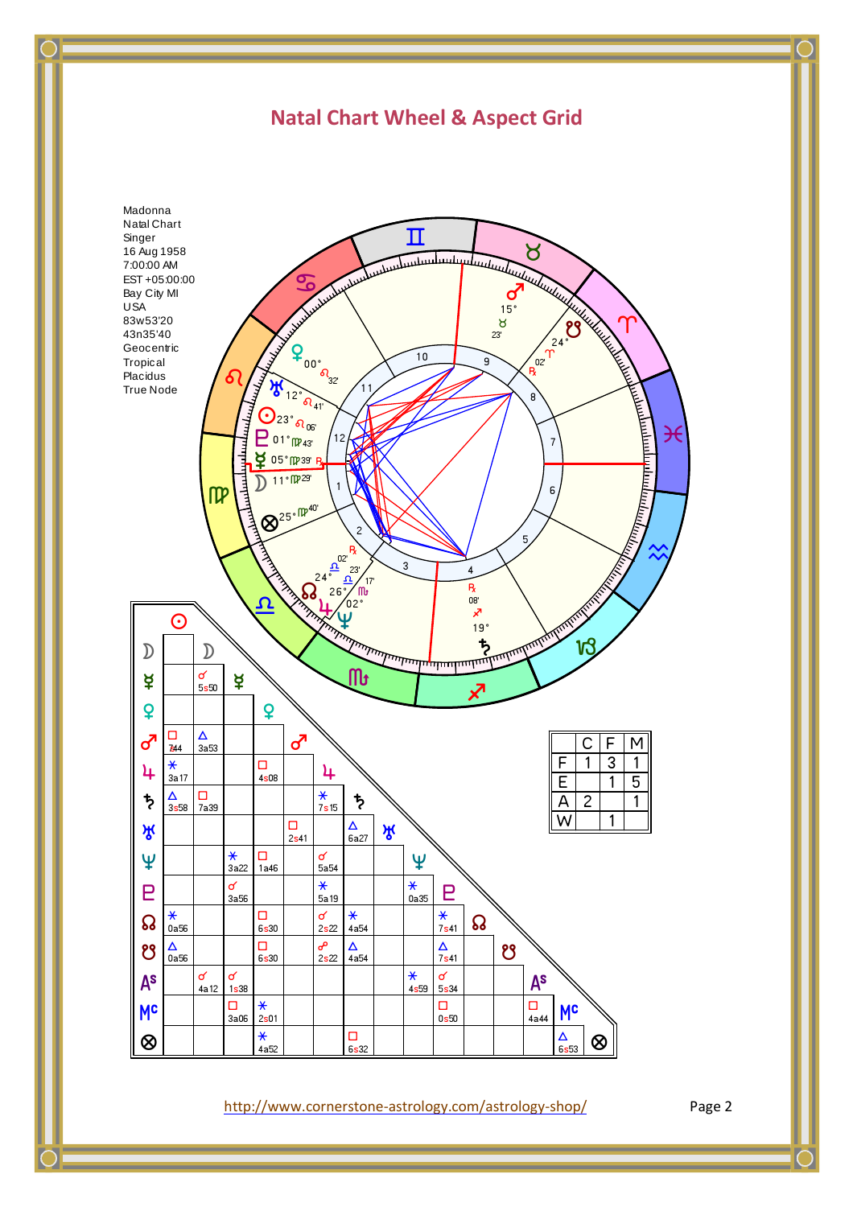# Natal Chart Wheel & Aspect Grid

Madonna
Natal Chart
Singer
16 Aug 1958
7:00:00 AM
EST +05:00:00
Bay City MI
USA
83w53'20
43n35'40
Geocentric
Tropical
Placidus
True Node

| | C | F | M |
|---|---|---|---|
| F | 1 | 3 | 1 |
| E | | 1 | 5 |
| A | 2 | | 1 |
| W | | 1 | |

http://www.cornerstone-astrology.com/astrology-shop/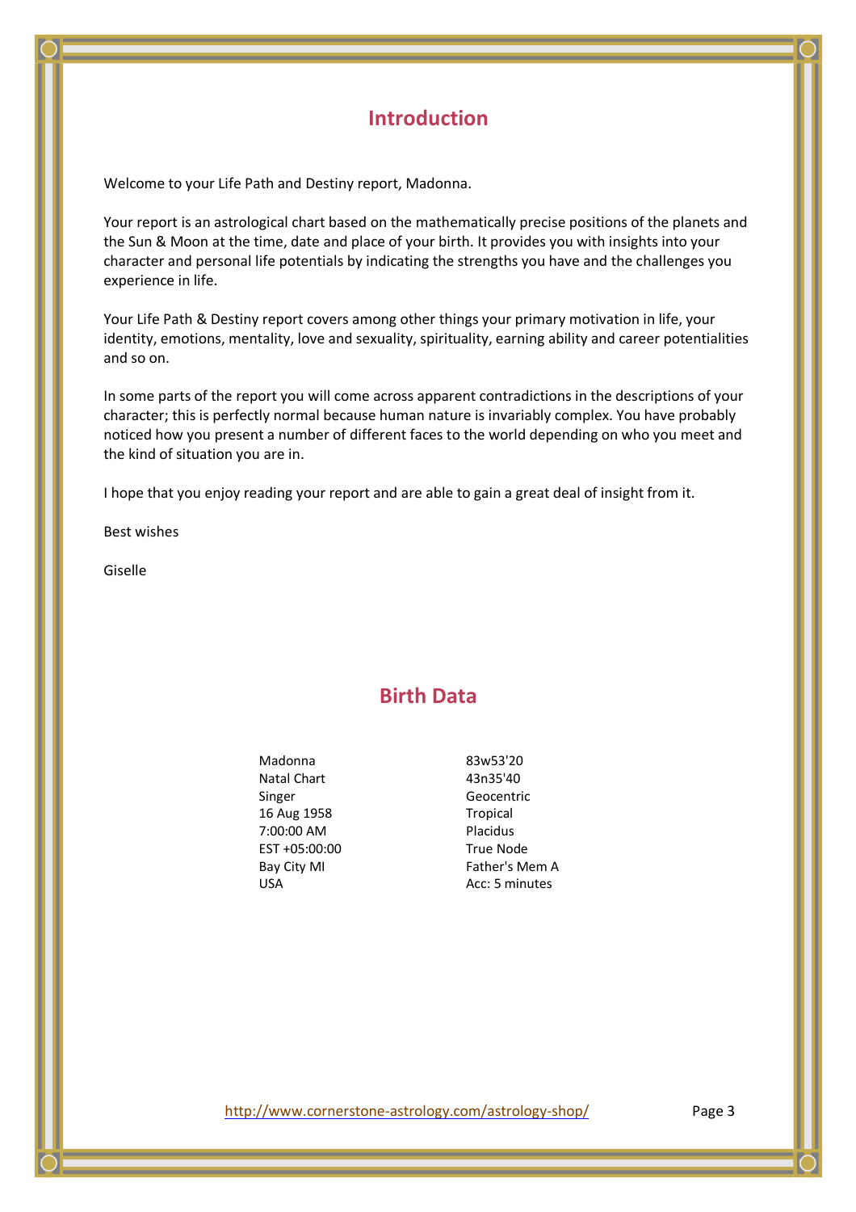## Introduction

Welcome to your Life Path and Destiny report, Madonna.

Your report is an astrological chart based on the mathematically precise positions of the planets and the Sun & Moon at the time, date and place of your birth. It provides you with insights into your character and personal life potentials by indicating the strengths you have and the challenges you experience in life.

Your Life Path & Destiny report covers among other things your primary motivation in life, your identity, emotions, mentality, love and sexuality, spirituality, earning ability and career potentialities and so on.

In some parts of the report you will come across apparent contradictions in the descriptions of your character; this is perfectly normal because human nature is invariably complex. You have probably noticed how you present a number of different faces to the world depending on who you meet and the kind of situation you are in.

I hope that you enjoy reading your report and are able to gain a great deal of insight from it.

Best wishes

Giselle

## Birth Data

| | |
|---|---|
| Madonna | 83w53'20 |
| Natal Chart | 43n35'40 |
| Singer | Geocentric |
| 16 Aug 1958 | Tropical |
| 7:00:00 AM | Placidus |
| EST +05:00:00 | True Node |
| Bay City MI | Father's Mem A |
| USA | Acc: 5 minutes |

http://www.cornerstone-astrology.com/astrology-shop/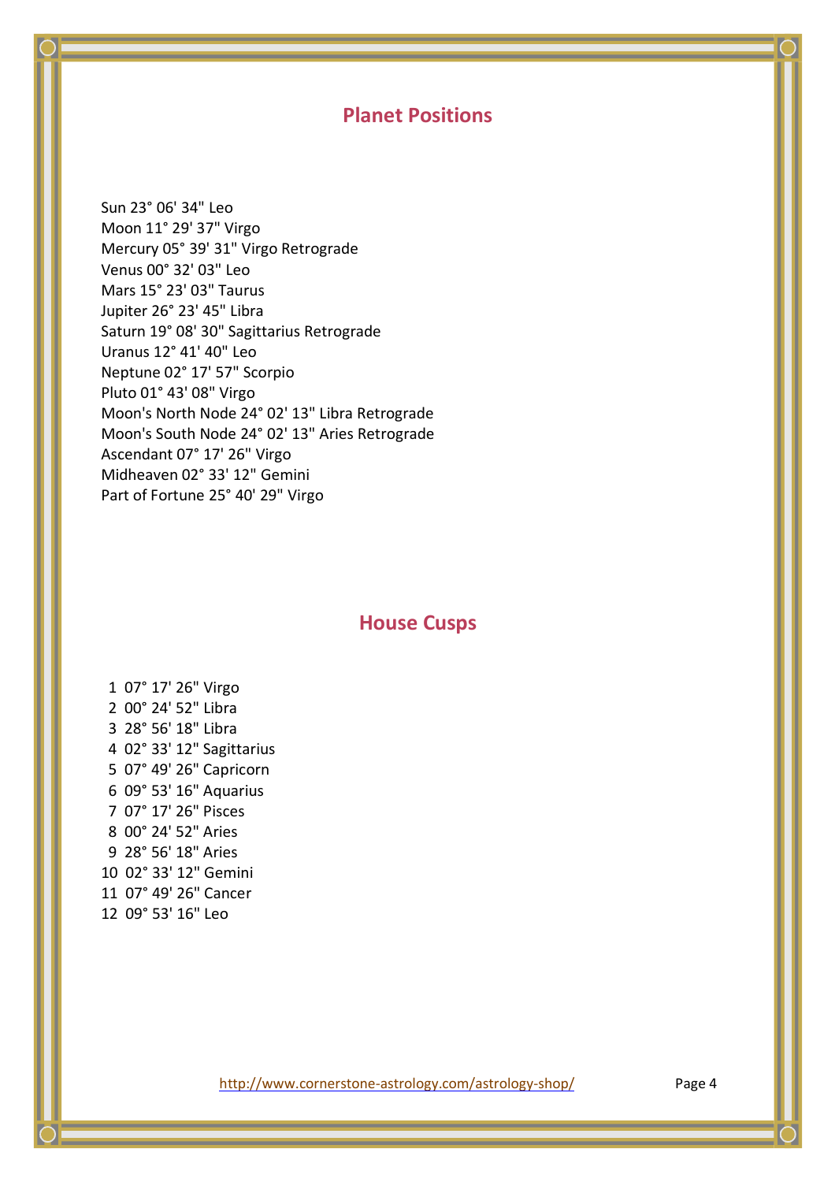## Planet Positions

Sun 23° 06' 34" Leo
Moon 11° 29' 37" Virgo
Mercury 05° 39' 31" Virgo Retrograde
Venus 00° 32' 03" Leo
Mars 15° 23' 03" Taurus
Jupiter 26° 23' 45" Libra
Saturn 19° 08' 30" Sagittarius Retrograde
Uranus 12° 41' 40" Leo
Neptune 02° 17' 57" Scorpio
Pluto 01° 43' 08" Virgo
Moon's North Node 24° 02' 13" Libra Retrograde
Moon's South Node 24° 02' 13" Aries Retrograde
Ascendant 07° 17' 26" Virgo
Midheaven 02° 33' 12" Gemini
Part of Fortune 25° 40' 29" Virgo

## House Cusps

1 07° 17' 26" Virgo
2 00° 24' 52" Libra
3 28° 56' 18" Libra
4 02° 33' 12" Sagittarius
5 07° 49' 26" Capricorn
6 09° 53' 16" Aquarius
7 07° 17' 26" Pisces
8 00° 24' 52" Aries
9 28° 56' 18" Aries
10 02° 33' 12" Gemini
11 07° 49' 26" Cancer
12 09° 53' 16" Leo

http://www.cornerstone-astrology.com/astrology-shop/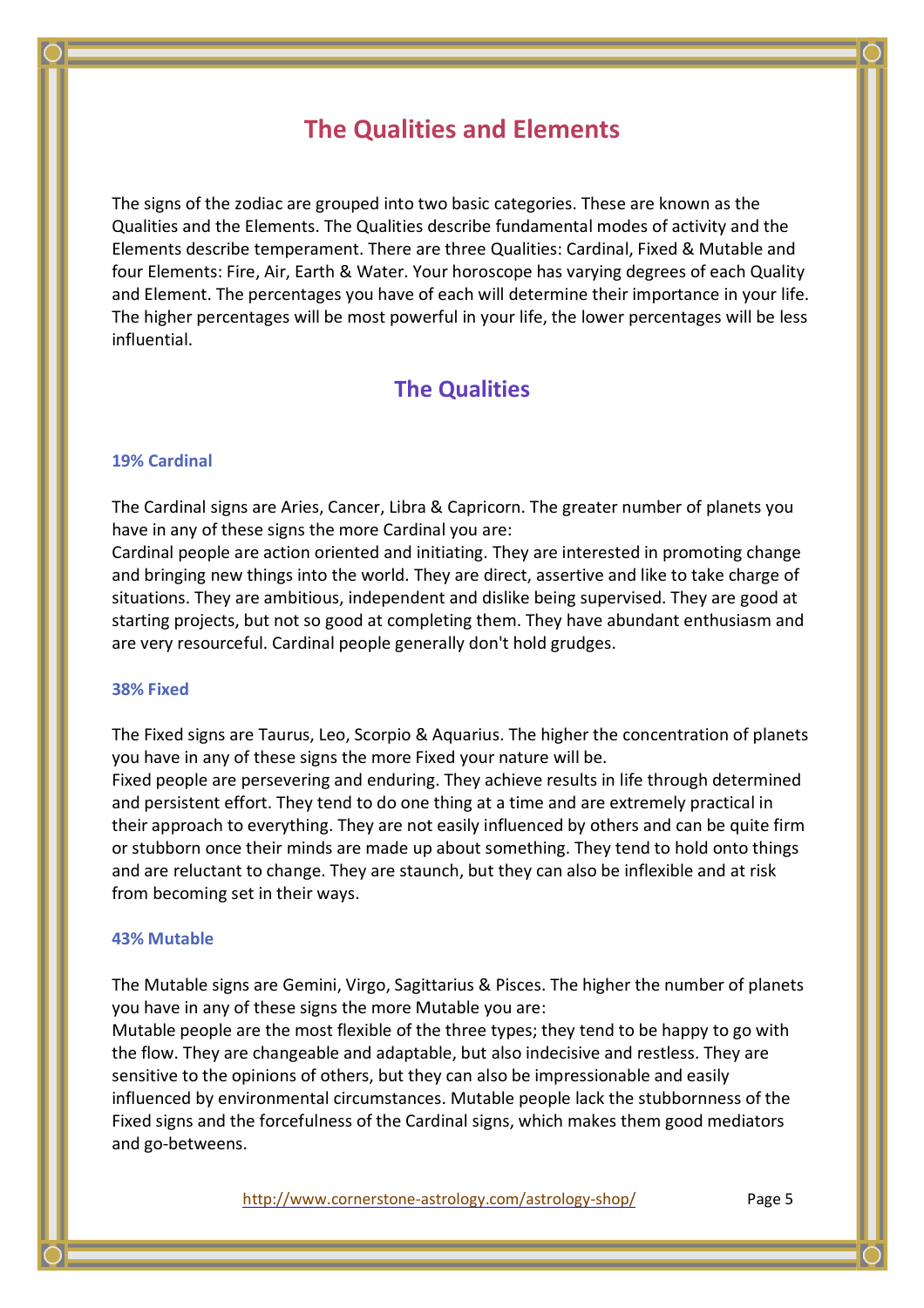# The Qualities and Elements

The signs of the zodiac are grouped into two basic categories. These are known as the Qualities and the Elements. The Qualities describe fundamental modes of activity and the Elements describe temperament. There are three Qualities: Cardinal, Fixed & Mutable and four Elements: Fire, Air, Earth & Water. Your horoscope has varying degrees of each Quality and Element. The percentages you have of each will determine their importance in your life. The higher percentages will be most powerful in your life, the lower percentages will be less influential.

## The Qualities

### 19% Cardinal

The Cardinal signs are Aries, Cancer, Libra & Capricorn. The greater number of planets you have in any of these signs the more Cardinal you are:
Cardinal people are action oriented and initiating. They are interested in promoting change and bringing new things into the world. They are direct, assertive and like to take charge of situations. They are ambitious, independent and dislike being supervised. They are good at starting projects, but not so good at completing them. They have abundant enthusiasm and are very resourceful. Cardinal people generally don't hold grudges.

### 38% Fixed

The Fixed signs are Taurus, Leo, Scorpio & Aquarius. The higher the concentration of planets you have in any of these signs the more Fixed your nature will be.
Fixed people are persevering and enduring. They achieve results in life through determined and persistent effort. They tend to do one thing at a time and are extremely practical in their approach to everything. They are not easily influenced by others and can be quite firm or stubborn once their minds are made up about something. They tend to hold onto things and are reluctant to change. They are staunch, but they can also be inflexible and at risk from becoming set in their ways.

### 43% Mutable

The Mutable signs are Gemini, Virgo, Sagittarius & Pisces. The higher the number of planets you have in any of these signs the more Mutable you are:
Mutable people are the most flexible of the three types; they tend to be happy to go with the flow. They are changeable and adaptable, but also indecisive and restless. They are sensitive to the opinions of others, but they can also be impressionable and easily influenced by environmental circumstances. Mutable people lack the stubbornness of the Fixed signs and the forcefulness of the Cardinal signs, which makes them good mediators and go-betweens.

http://www.cornerstone-astrology.com/astrology-shop/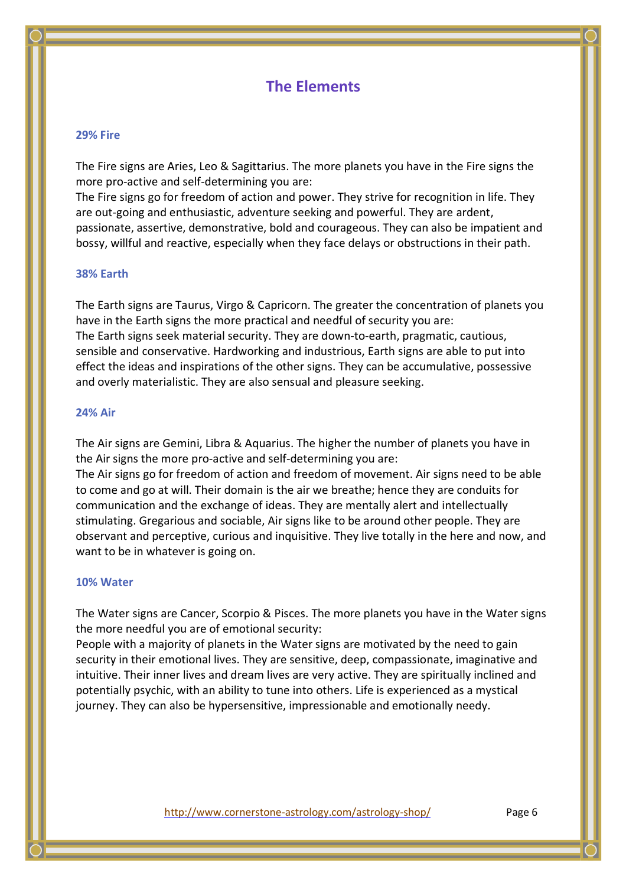# The Elements

### 29% Fire

The Fire signs are Aries, Leo & Sagittarius. The more planets you have in the Fire signs the more pro-active and self-determining you are:
The Fire signs go for freedom of action and power. They strive for recognition in life. They are out-going and enthusiastic, adventure seeking and powerful. They are ardent, passionate, assertive, demonstrative, bold and courageous. They can also be impatient and bossy, willful and reactive, especially when they face delays or obstructions in their path.

### 38% Earth

The Earth signs are Taurus, Virgo & Capricorn. The greater the concentration of planets you have in the Earth signs the more practical and needful of security you are:
The Earth signs seek material security. They are down-to-earth, pragmatic, cautious, sensible and conservative. Hardworking and industrious, Earth signs are able to put into effect the ideas and inspirations of the other signs. They can be accumulative, possessive and overly materialistic. They are also sensual and pleasure seeking.

### 24% Air

The Air signs are Gemini, Libra & Aquarius. The higher the number of planets you have in the Air signs the more pro-active and self-determining you are:
The Air signs go for freedom of action and freedom of movement. Air signs need to be able to come and go at will. Their domain is the air we breathe; hence they are conduits for communication and the exchange of ideas. They are mentally alert and intellectually stimulating. Gregarious and sociable, Air signs like to be around other people. They are observant and perceptive, curious and inquisitive. They live totally in the here and now, and want to be in whatever is going on.

### 10% Water

The Water signs are Cancer, Scorpio & Pisces. The more planets you have in the Water signs the more needful you are of emotional security:
People with a majority of planets in the Water signs are motivated by the need to gain security in their emotional lives. They are sensitive, deep, compassionate, imaginative and intuitive. Their inner lives and dream lives are very active. They are spiritually inclined and potentially psychic, with an ability to tune into others. Life is experienced as a mystical journey. They can also be hypersensitive, impressionable and emotionally needy.

http://www.cornerstone-astrology.com/astrology-shop/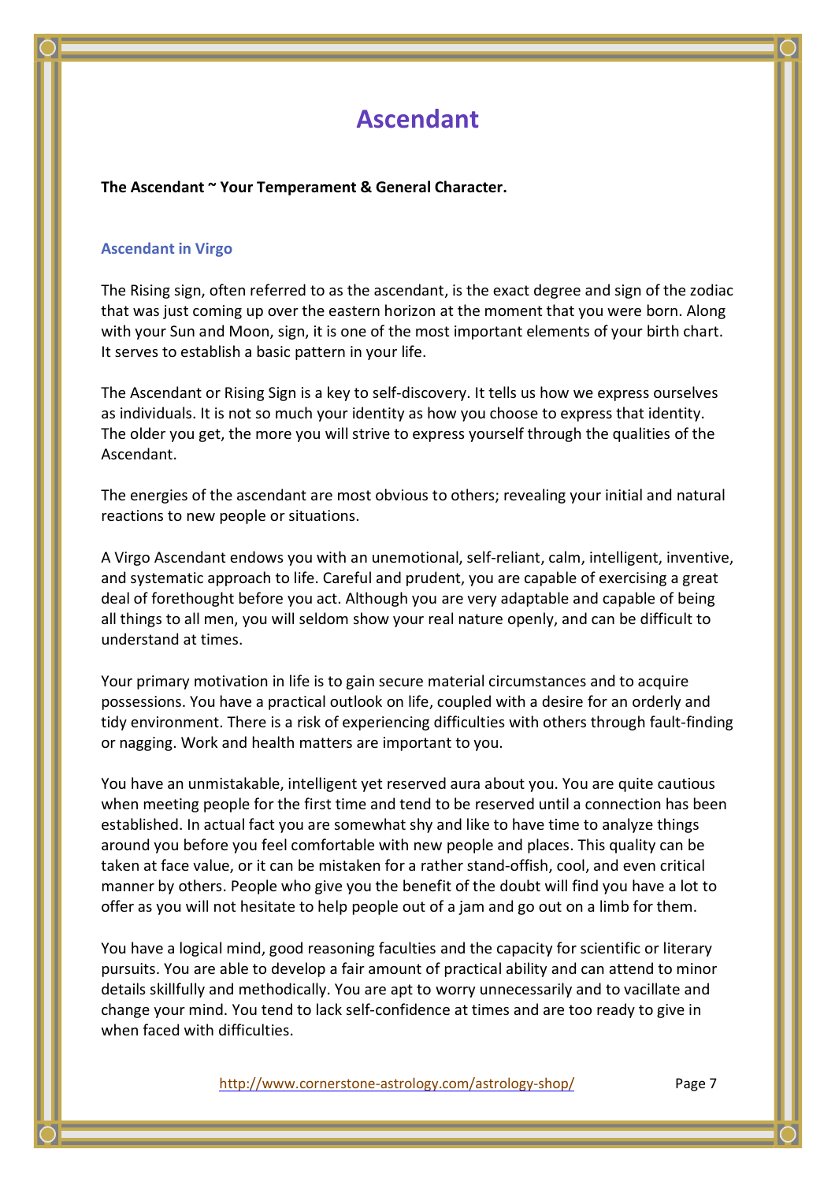# Ascendant

**The Ascendant ~ Your Temperament & General Character.**

### Ascendant in Virgo

The Rising sign, often referred to as the ascendant, is the exact degree and sign of the zodiac that was just coming up over the eastern horizon at the moment that you were born. Along with your Sun and Moon, sign, it is one of the most important elements of your birth chart. It serves to establish a basic pattern in your life.

The Ascendant or Rising Sign is a key to self-discovery. It tells us how we express ourselves as individuals. It is not so much your identity as how you choose to express that identity. The older you get, the more you will strive to express yourself through the qualities of the Ascendant.

The energies of the ascendant are most obvious to others; revealing your initial and natural reactions to new people or situations.

A Virgo Ascendant endows you with an unemotional, self-reliant, calm, intelligent, inventive, and systematic approach to life. Careful and prudent, you are capable of exercising a great deal of forethought before you act. Although you are very adaptable and capable of being all things to all men, you will seldom show your real nature openly, and can be difficult to understand at times.

Your primary motivation in life is to gain secure material circumstances and to acquire possessions. You have a practical outlook on life, coupled with a desire for an orderly and tidy environment. There is a risk of experiencing difficulties with others through fault-finding or nagging. Work and health matters are important to you.

You have an unmistakable, intelligent yet reserved aura about you. You are quite cautious when meeting people for the first time and tend to be reserved until a connection has been established. In actual fact you are somewhat shy and like to have time to analyze things around you before you feel comfortable with new people and places. This quality can be taken at face value, or it can be mistaken for a rather stand-offish, cool, and even critical manner by others. People who give you the benefit of the doubt will find you have a lot to offer as you will not hesitate to help people out of a jam and go out on a limb for them.

You have a logical mind, good reasoning faculties and the capacity for scientific or literary pursuits. You are able to develop a fair amount of practical ability and can attend to minor details skillfully and methodically. You are apt to worry unnecessarily and to vacillate and change your mind. You tend to lack self-confidence at times and are too ready to give in when faced with difficulties.

http://www.cornerstone-astrology.com/astrology-shop/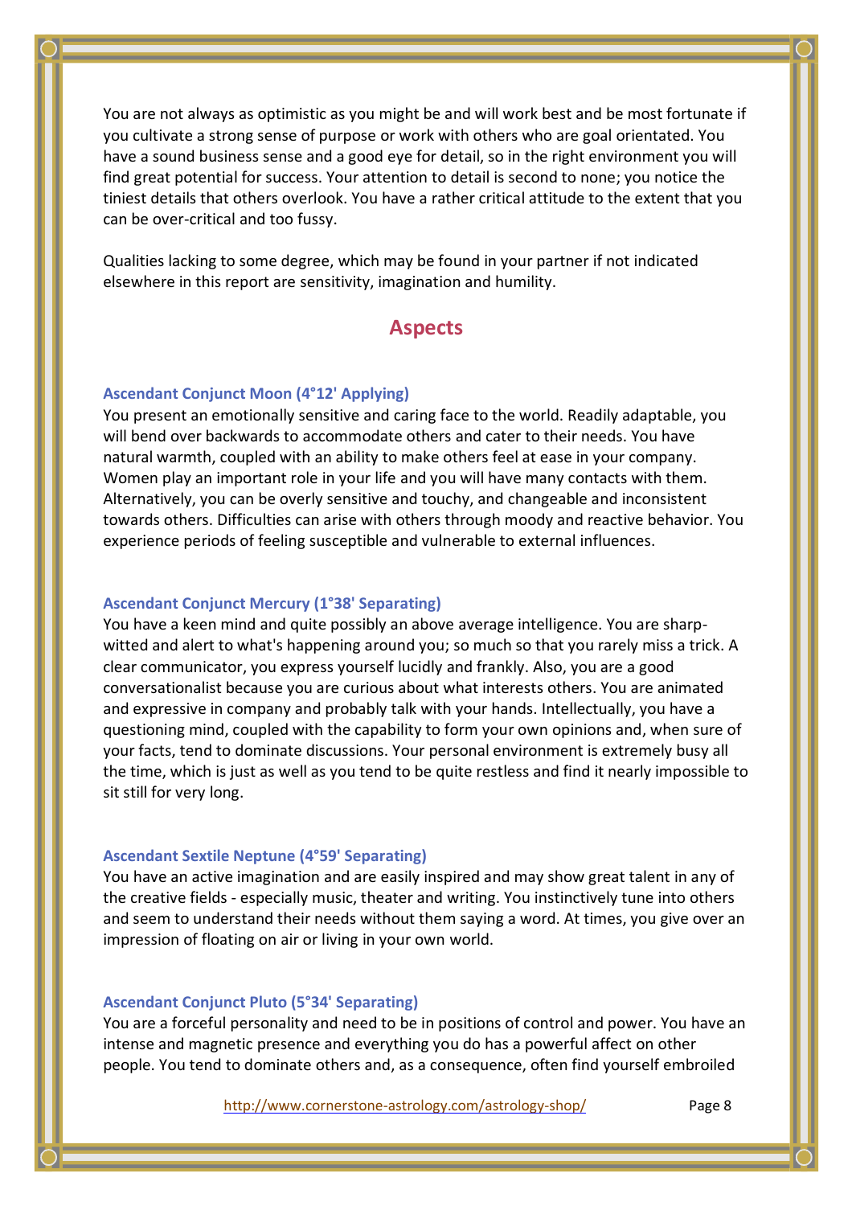You are not always as optimistic as you might be and will work best and be most fortunate if you cultivate a strong sense of purpose or work with others who are goal orientated. You have a sound business sense and a good eye for detail, so in the right environment you will find great potential for success. Your attention to detail is second to none; you notice the tiniest details that others overlook. You have a rather critical attitude to the extent that you can be over-critical and too fussy.

Qualities lacking to some degree, which may be found in your partner if not indicated elsewhere in this report are sensitivity, imagination and humility.

## Aspects

### Ascendant Conjunct Moon (4°12' Applying)

You present an emotionally sensitive and caring face to the world. Readily adaptable, you will bend over backwards to accommodate others and cater to their needs. You have natural warmth, coupled with an ability to make others feel at ease in your company. Women play an important role in your life and you will have many contacts with them. Alternatively, you can be overly sensitive and touchy, and changeable and inconsistent towards others. Difficulties can arise with others through moody and reactive behavior. You experience periods of feeling susceptible and vulnerable to external influences.

### Ascendant Conjunct Mercury (1°38' Separating)

You have a keen mind and quite possibly an above average intelligence. You are sharp-witted and alert to what's happening around you; so much so that you rarely miss a trick. A clear communicator, you express yourself lucidly and frankly. Also, you are a good conversationalist because you are curious about what interests others. You are animated and expressive in company and probably talk with your hands. Intellectually, you have a questioning mind, coupled with the capability to form your own opinions and, when sure of your facts, tend to dominate discussions. Your personal environment is extremely busy all the time, which is just as well as you tend to be quite restless and find it nearly impossible to sit still for very long.

### Ascendant Sextile Neptune (4°59' Separating)

You have an active imagination and are easily inspired and may show great talent in any of the creative fields - especially music, theater and writing. You instinctively tune into others and seem to understand their needs without them saying a word. At times, you give over an impression of floating on air or living in your own world.

### Ascendant Conjunct Pluto (5°34' Separating)

You are a forceful personality and need to be in positions of control and power. You have an intense and magnetic presence and everything you do has a powerful affect on other people. You tend to dominate others and, as a consequence, often find yourself embroiled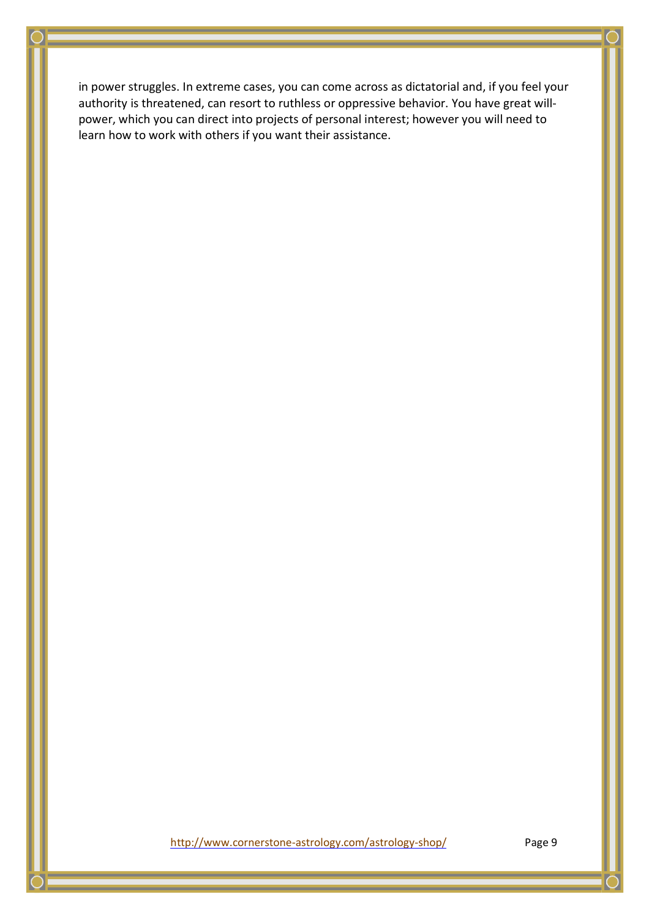in power struggles. In extreme cases, you can come across as dictatorial and, if you feel your authority is threatened, can resort to ruthless or oppressive behavior. You have great will-power, which you can direct into projects of personal interest; however you will need to learn how to work with others if you want their assistance.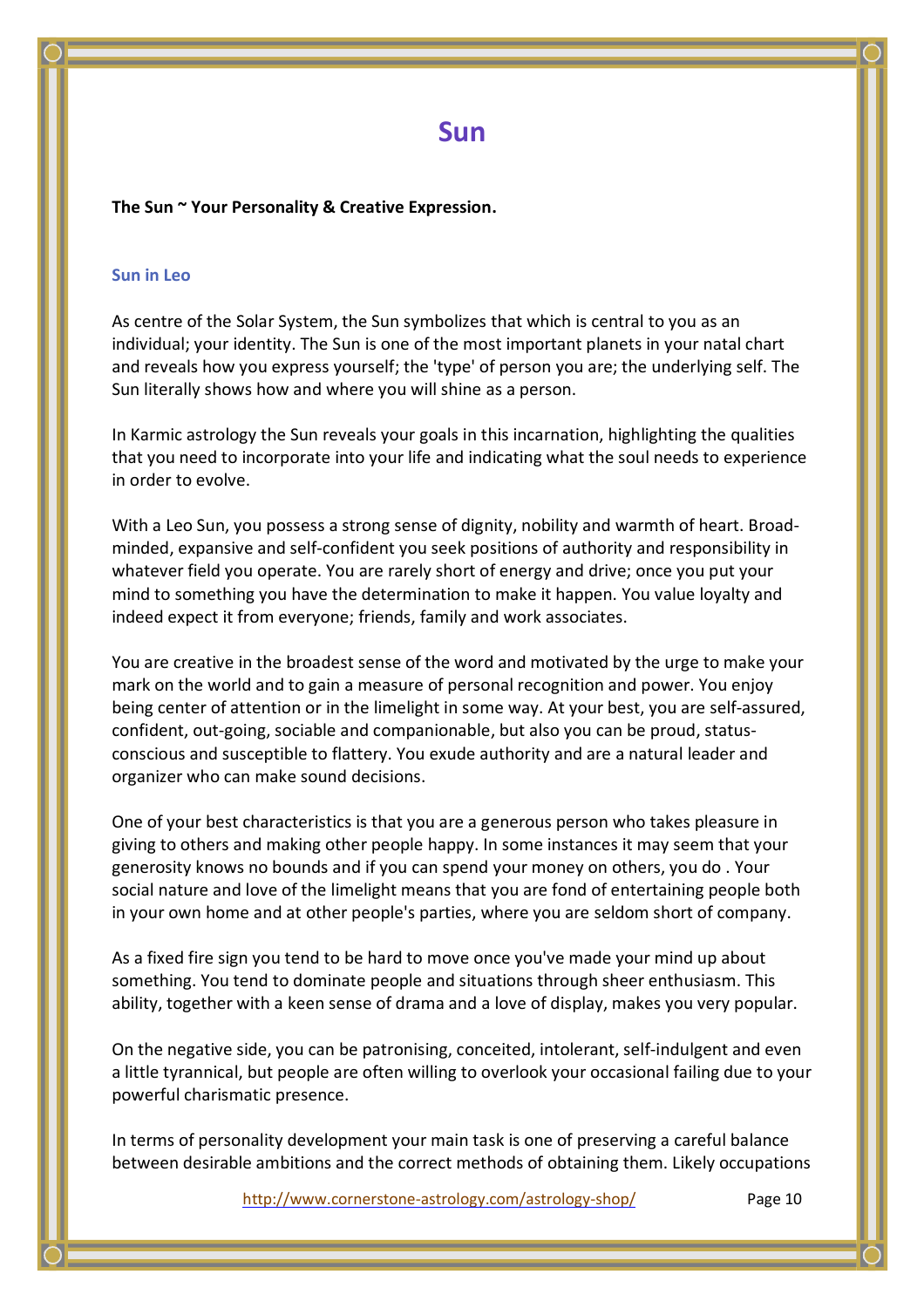# Sun

**The Sun ~ Your Personality & Creative Expression.**

### Sun in Leo

As centre of the Solar System, the Sun symbolizes that which is central to you as an individual; your identity. The Sun is one of the most important planets in your natal chart and reveals how you express yourself; the 'type' of person you are; the underlying self. The Sun literally shows how and where you will shine as a person.

In Karmic astrology the Sun reveals your goals in this incarnation, highlighting the qualities that you need to incorporate into your life and indicating what the soul needs to experience in order to evolve.

With a Leo Sun, you possess a strong sense of dignity, nobility and warmth of heart. Broad-minded, expansive and self-confident you seek positions of authority and responsibility in whatever field you operate. You are rarely short of energy and drive; once you put your mind to something you have the determination to make it happen. You value loyalty and indeed expect it from everyone; friends, family and work associates.

You are creative in the broadest sense of the word and motivated by the urge to make your mark on the world and to gain a measure of personal recognition and power. You enjoy being center of attention or in the limelight in some way. At your best, you are self-assured, confident, out-going, sociable and companionable, but also you can be proud, status-conscious and susceptible to flattery. You exude authority and are a natural leader and organizer who can make sound decisions.

One of your best characteristics is that you are a generous person who takes pleasure in giving to others and making other people happy. In some instances it may seem that your generosity knows no bounds and if you can spend your money on others, you do . Your social nature and love of the limelight means that you are fond of entertaining people both in your own home and at other people's parties, where you are seldom short of company.

As a fixed fire sign you tend to be hard to move once you've made your mind up about something. You tend to dominate people and situations through sheer enthusiasm. This ability, together with a keen sense of drama and a love of display, makes you very popular.

On the negative side, you can be patronising, conceited, intolerant, self-indulgent and even a little tyrannical, but people are often willing to overlook your occasional failing due to your powerful charismatic presence.

In terms of personality development your main task is one of preserving a careful balance between desirable ambitions and the correct methods of obtaining them. Likely occupations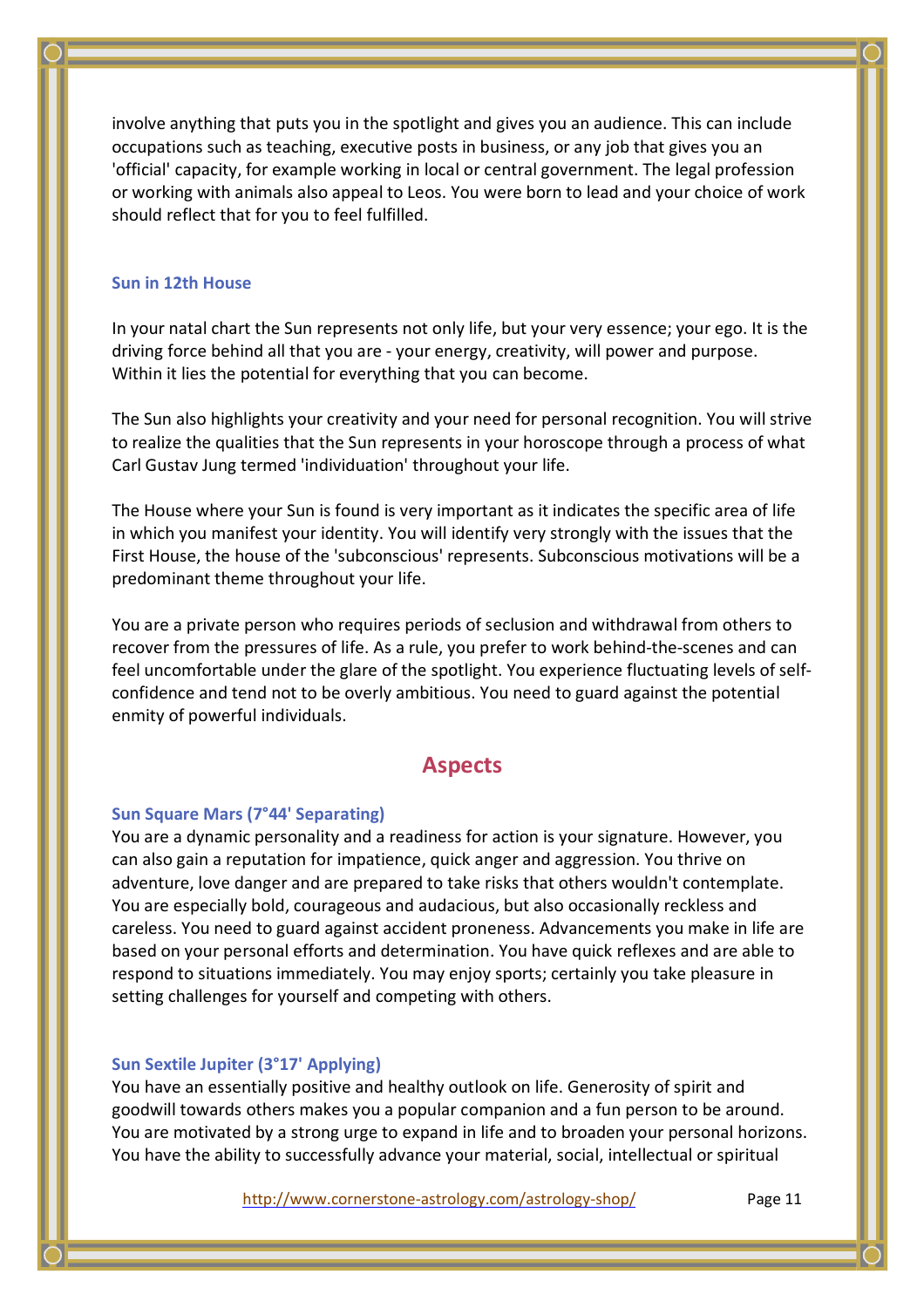involve anything that puts you in the spotlight and gives you an audience. This can include occupations such as teaching, executive posts in business, or any job that gives you an 'official' capacity, for example working in local or central government. The legal profession or working with animals also appeal to Leos. You were born to lead and your choice of work should reflect that for you to feel fulfilled.

### Sun in 12th House

In your natal chart the Sun represents not only life, but your very essence; your ego. It is the driving force behind all that you are - your energy, creativity, will power and purpose. Within it lies the potential for everything that you can become.

The Sun also highlights your creativity and your need for personal recognition. You will strive to realize the qualities that the Sun represents in your horoscope through a process of what Carl Gustav Jung termed 'individuation' throughout your life.

The House where your Sun is found is very important as it indicates the specific area of life in which you manifest your identity. You will identify very strongly with the issues that the First House, the house of the 'subconscious' represents. Subconscious motivations will be a predominant theme throughout your life.

You are a private person who requires periods of seclusion and withdrawal from others to recover from the pressures of life. As a rule, you prefer to work behind-the-scenes and can feel uncomfortable under the glare of the spotlight. You experience fluctuating levels of self-confidence and tend not to be overly ambitious. You need to guard against the potential enmity of powerful individuals.

## Aspects

### Sun Square Mars (7°44' Separating)

You are a dynamic personality and a readiness for action is your signature. However, you can also gain a reputation for impatience, quick anger and aggression. You thrive on adventure, love danger and are prepared to take risks that others wouldn't contemplate. You are especially bold, courageous and audacious, but also occasionally reckless and careless. You need to guard against accident proneness. Advancements you make in life are based on your personal efforts and determination. You have quick reflexes and are able to respond to situations immediately. You may enjoy sports; certainly you take pleasure in setting challenges for yourself and competing with others.

### Sun Sextile Jupiter (3°17' Applying)

You have an essentially positive and healthy outlook on life. Generosity of spirit and goodwill towards others makes you a popular companion and a fun person to be around. You are motivated by a strong urge to expand in life and to broaden your personal horizons. You have the ability to successfully advance your material, social, intellectual or spiritual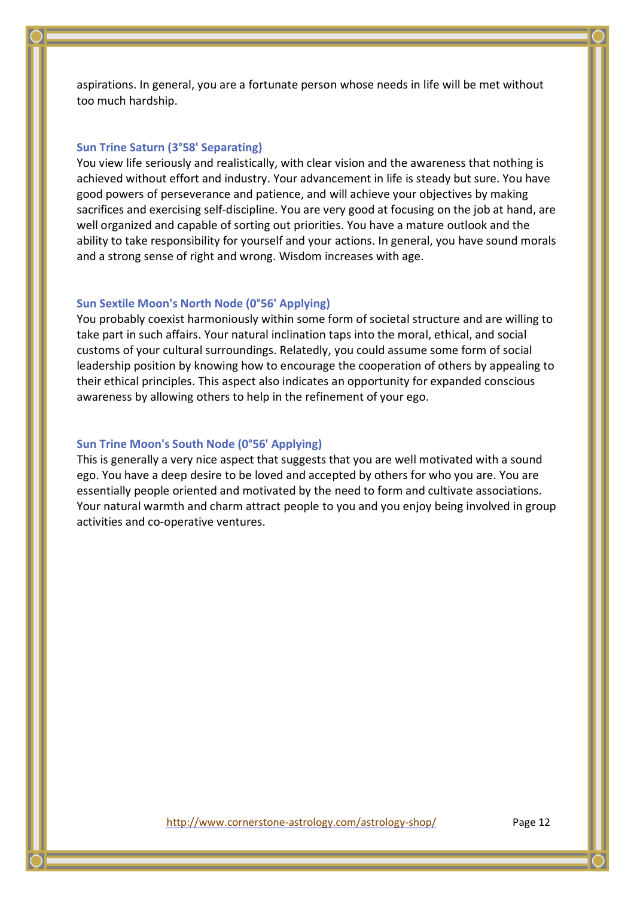aspirations. In general, you are a fortunate person whose needs in life will be met without too much hardship.

### Sun Trine Saturn (3°58' Separating)

You view life seriously and realistically, with clear vision and the awareness that nothing is achieved without effort and industry. Your advancement in life is steady but sure. You have good powers of perseverance and patience, and will achieve your objectives by making sacrifices and exercising self-discipline. You are very good at focusing on the job at hand, are well organized and capable of sorting out priorities. You have a mature outlook and the ability to take responsibility for yourself and your actions. In general, you have sound morals and a strong sense of right and wrong. Wisdom increases with age.

### Sun Sextile Moon's North Node (0°56' Applying)

You probably coexist harmoniously within some form of societal structure and are willing to take part in such affairs. Your natural inclination taps into the moral, ethical, and social customs of your cultural surroundings. Relatedly, you could assume some form of social leadership position by knowing how to encourage the cooperation of others by appealing to their ethical principles. This aspect also indicates an opportunity for expanded conscious awareness by allowing others to help in the refinement of your ego.

### Sun Trine Moon's South Node (0°56' Applying)

This is generally a very nice aspect that suggests that you are well motivated with a sound ego. You have a deep desire to be loved and accepted by others for who you are. You are essentially people oriented and motivated by the need to form and cultivate associations. Your natural warmth and charm attract people to you and you enjoy being involved in group activities and co-operative ventures.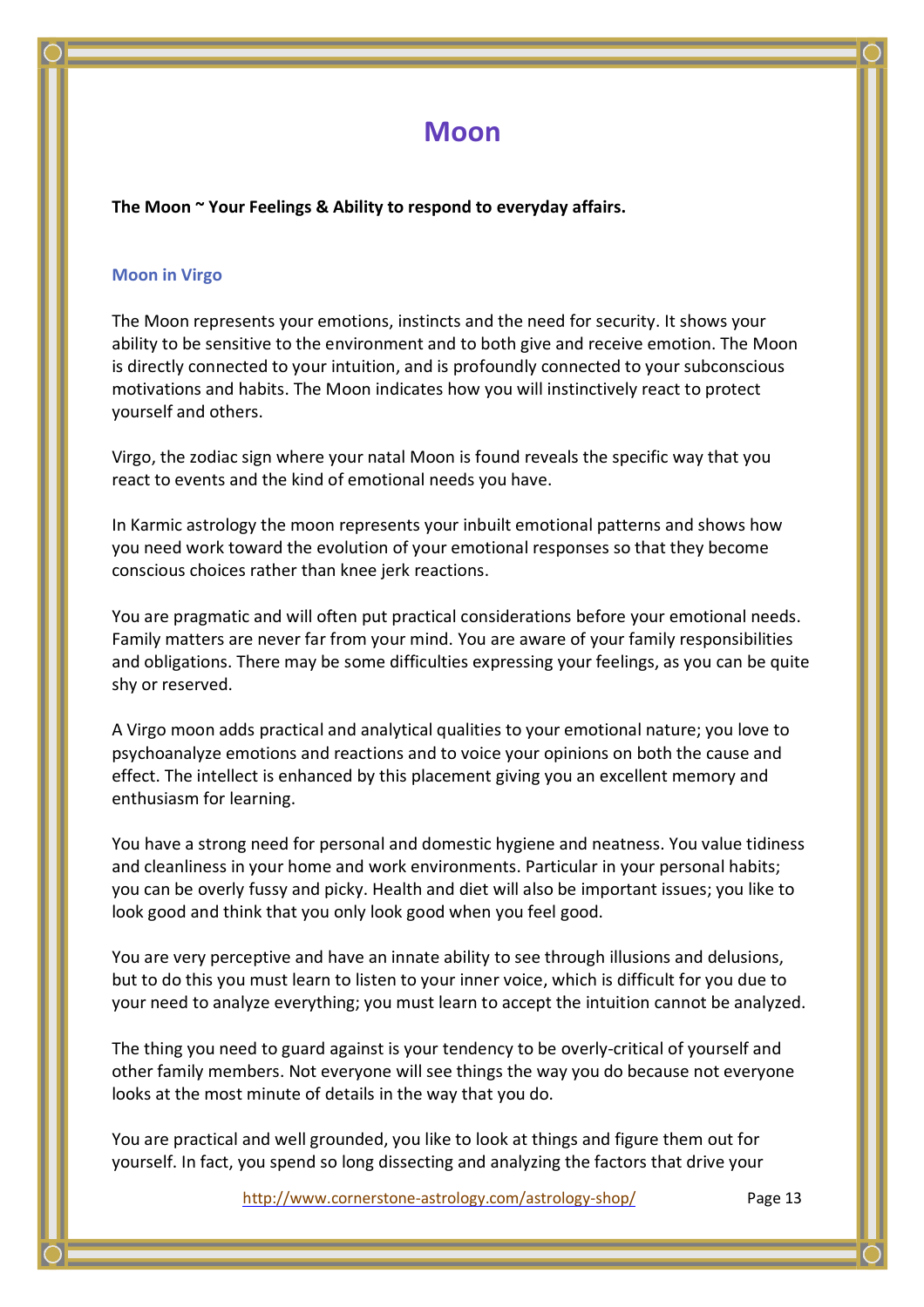# Moon

**The Moon ~ Your Feelings & Ability to respond to everyday affairs.**

### Moon in Virgo

The Moon represents your emotions, instincts and the need for security. It shows your ability to be sensitive to the environment and to both give and receive emotion. The Moon is directly connected to your intuition, and is profoundly connected to your subconscious motivations and habits. The Moon indicates how you will instinctively react to protect yourself and others.

Virgo, the zodiac sign where your natal Moon is found reveals the specific way that you react to events and the kind of emotional needs you have.

In Karmic astrology the moon represents your inbuilt emotional patterns and shows how you need work toward the evolution of your emotional responses so that they become conscious choices rather than knee jerk reactions.

You are pragmatic and will often put practical considerations before your emotional needs. Family matters are never far from your mind. You are aware of your family responsibilities and obligations. There may be some difficulties expressing your feelings, as you can be quite shy or reserved.

A Virgo moon adds practical and analytical qualities to your emotional nature; you love to psychoanalyze emotions and reactions and to voice your opinions on both the cause and effect. The intellect is enhanced by this placement giving you an excellent memory and enthusiasm for learning.

You have a strong need for personal and domestic hygiene and neatness. You value tidiness and cleanliness in your home and work environments. Particular in your personal habits; you can be overly fussy and picky. Health and diet will also be important issues; you like to look good and think that you only look good when you feel good.

You are very perceptive and have an innate ability to see through illusions and delusions, but to do this you must learn to listen to your inner voice, which is difficult for you due to your need to analyze everything; you must learn to accept the intuition cannot be analyzed.

The thing you need to guard against is your tendency to be overly-critical of yourself and other family members. Not everyone will see things the way you do because not everyone looks at the most minute of details in the way that you do.

You are practical and well grounded, you like to look at things and figure them out for yourself. In fact, you spend so long dissecting and analyzing the factors that drive your

http://www.cornerstone-astrology.com/astrology-shop/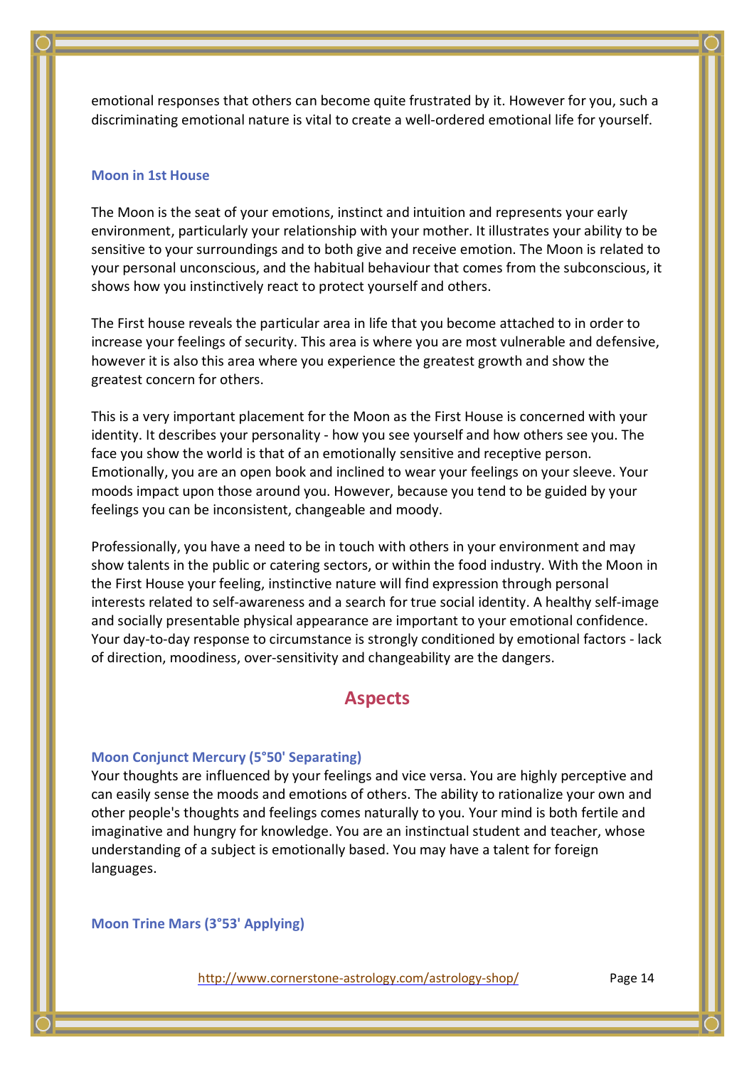emotional responses that others can become quite frustrated by it. However for you, such a discriminating emotional nature is vital to create a well-ordered emotional life for yourself.

### Moon in 1st House

The Moon is the seat of your emotions, instinct and intuition and represents your early environment, particularly your relationship with your mother. It illustrates your ability to be sensitive to your surroundings and to both give and receive emotion. The Moon is related to your personal unconscious, and the habitual behaviour that comes from the subconscious, it shows how you instinctively react to protect yourself and others.

The First house reveals the particular area in life that you become attached to in order to increase your feelings of security. This area is where you are most vulnerable and defensive, however it is also this area where you experience the greatest growth and show the greatest concern for others.

This is a very important placement for the Moon as the First House is concerned with your identity. It describes your personality - how you see yourself and how others see you. The face you show the world is that of an emotionally sensitive and receptive person. Emotionally, you are an open book and inclined to wear your feelings on your sleeve. Your moods impact upon those around you. However, because you tend to be guided by your feelings you can be inconsistent, changeable and moody.

Professionally, you have a need to be in touch with others in your environment and may show talents in the public or catering sectors, or within the food industry. With the Moon in the First House your feeling, instinctive nature will find expression through personal interests related to self-awareness and a search for true social identity. A healthy self-image and socially presentable physical appearance are important to your emotional confidence. Your day-to-day response to circumstance is strongly conditioned by emotional factors - lack of direction, moodiness, over-sensitivity and changeability are the dangers.

## Aspects

### Moon Conjunct Mercury (5°50' Separating)

Your thoughts are influenced by your feelings and vice versa. You are highly perceptive and can easily sense the moods and emotions of others. The ability to rationalize your own and other people's thoughts and feelings comes naturally to you. Your mind is both fertile and imaginative and hungry for knowledge. You are an instinctual student and teacher, whose understanding of a subject is emotionally based. You may have a talent for foreign languages.

### Moon Trine Mars (3°53' Applying)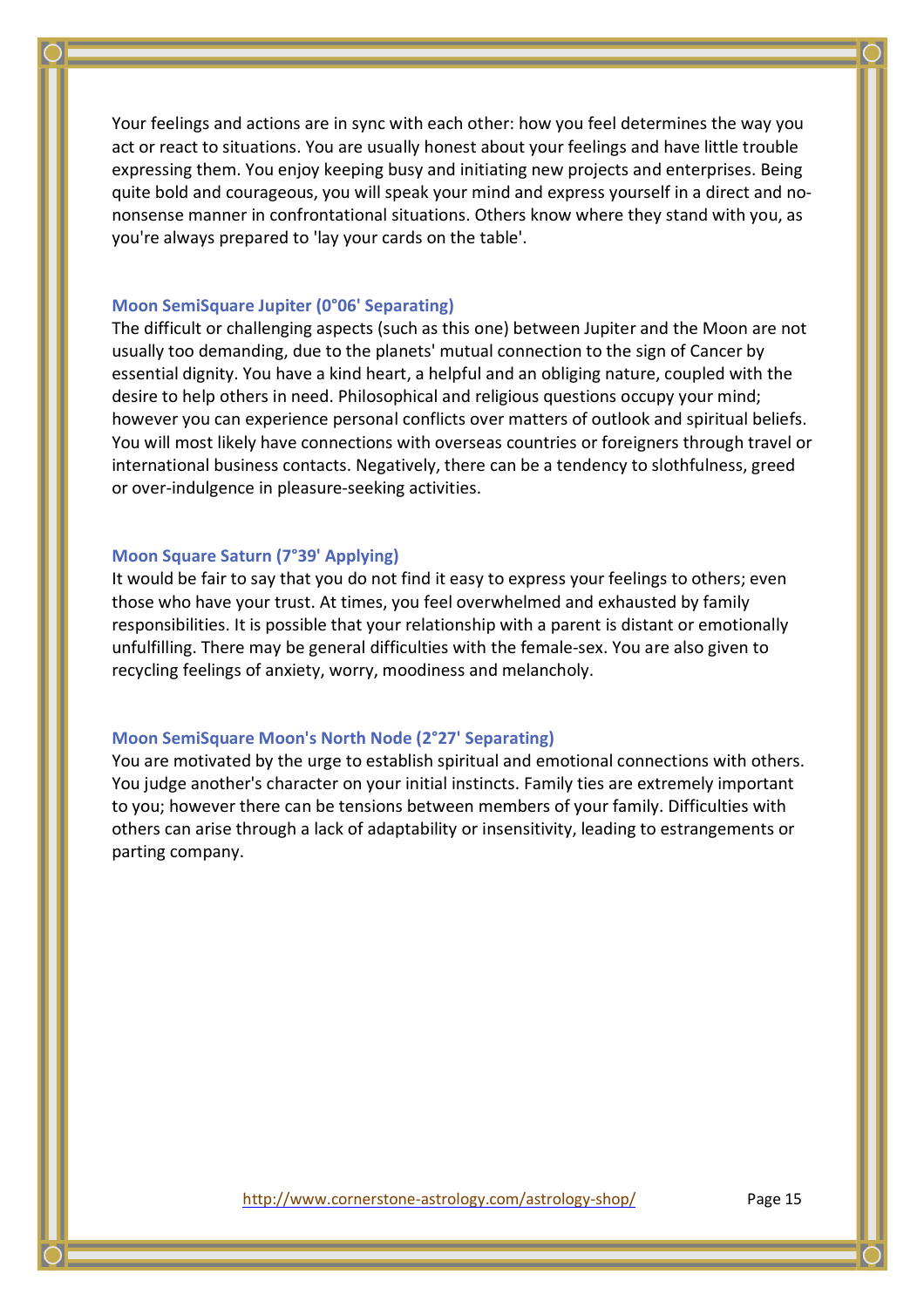Your feelings and actions are in sync with each other: how you feel determines the way you act or react to situations. You are usually honest about your feelings and have little trouble expressing them. You enjoy keeping busy and initiating new projects and enterprises. Being quite bold and courageous, you will speak your mind and express yourself in a direct and no-nonsense manner in confrontational situations. Others know where they stand with you, as you're always prepared to 'lay your cards on the table'.

### Moon SemiSquare Jupiter (0°06' Separating)

The difficult or challenging aspects (such as this one) between Jupiter and the Moon are not usually too demanding, due to the planets' mutual connection to the sign of Cancer by essential dignity. You have a kind heart, a helpful and an obliging nature, coupled with the desire to help others in need. Philosophical and religious questions occupy your mind; however you can experience personal conflicts over matters of outlook and spiritual beliefs. You will most likely have connections with overseas countries or foreigners through travel or international business contacts. Negatively, there can be a tendency to slothfulness, greed or over-indulgence in pleasure-seeking activities.

### Moon Square Saturn (7°39' Applying)

It would be fair to say that you do not find it easy to express your feelings to others; even those who have your trust. At times, you feel overwhelmed and exhausted by family responsibilities. It is possible that your relationship with a parent is distant or emotionally unfulfilling. There may be general difficulties with the female-sex. You are also given to recycling feelings of anxiety, worry, moodiness and melancholy.

### Moon SemiSquare Moon's North Node (2°27' Separating)

You are motivated by the urge to establish spiritual and emotional connections with others. You judge another's character on your initial instincts. Family ties are extremely important to you; however there can be tensions between members of your family. Difficulties with others can arise through a lack of adaptability or insensitivity, leading to estrangements or parting company.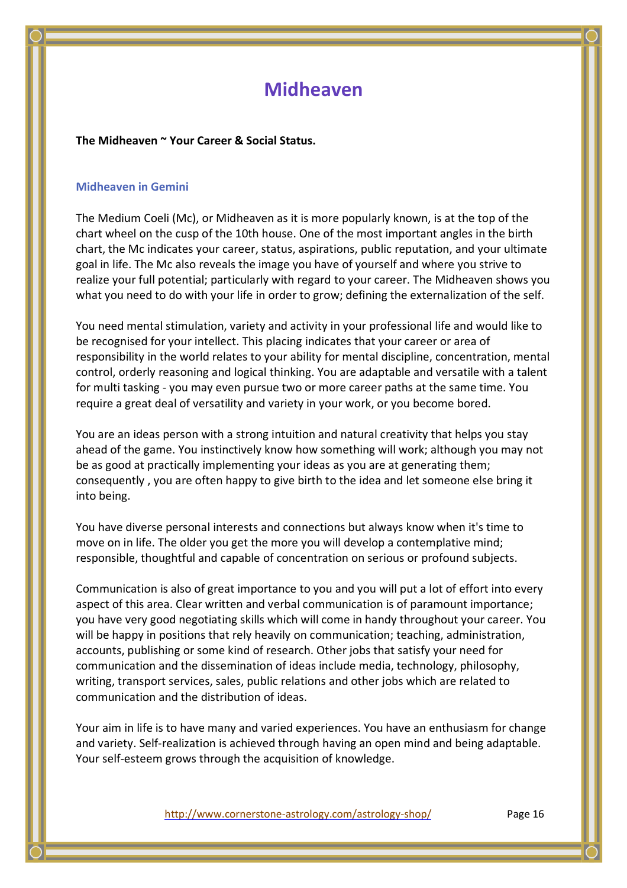# Midheaven

**The Midheaven ~ Your Career & Social Status.**

### Midheaven in Gemini

The Medium Coeli (Mc), or Midheaven as it is more popularly known, is at the top of the chart wheel on the cusp of the 10th house. One of the most important angles in the birth chart, the Mc indicates your career, status, aspirations, public reputation, and your ultimate goal in life. The Mc also reveals the image you have of yourself and where you strive to realize your full potential; particularly with regard to your career. The Midheaven shows you what you need to do with your life in order to grow; defining the externalization of the self.

You need mental stimulation, variety and activity in your professional life and would like to be recognised for your intellect. This placing indicates that your career or area of responsibility in the world relates to your ability for mental discipline, concentration, mental control, orderly reasoning and logical thinking. You are adaptable and versatile with a talent for multi tasking - you may even pursue two or more career paths at the same time. You require a great deal of versatility and variety in your work, or you become bored.

You are an ideas person with a strong intuition and natural creativity that helps you stay ahead of the game. You instinctively know how something will work; although you may not be as good at practically implementing your ideas as you are at generating them; consequently , you are often happy to give birth to the idea and let someone else bring it into being.

You have diverse personal interests and connections but always know when it's time to move on in life. The older you get the more you will develop a contemplative mind; responsible, thoughtful and capable of concentration on serious or profound subjects.

Communication is also of great importance to you and you will put a lot of effort into every aspect of this area. Clear written and verbal communication is of paramount importance; you have very good negotiating skills which will come in handy throughout your career. You will be happy in positions that rely heavily on communication; teaching, administration, accounts, publishing or some kind of research. Other jobs that satisfy your need for communication and the dissemination of ideas include media, technology, philosophy, writing, transport services, sales, public relations and other jobs which are related to communication and the distribution of ideas.

Your aim in life is to have many and varied experiences. You have an enthusiasm for change and variety. Self-realization is achieved through having an open mind and being adaptable. Your self-esteem grows through the acquisition of knowledge.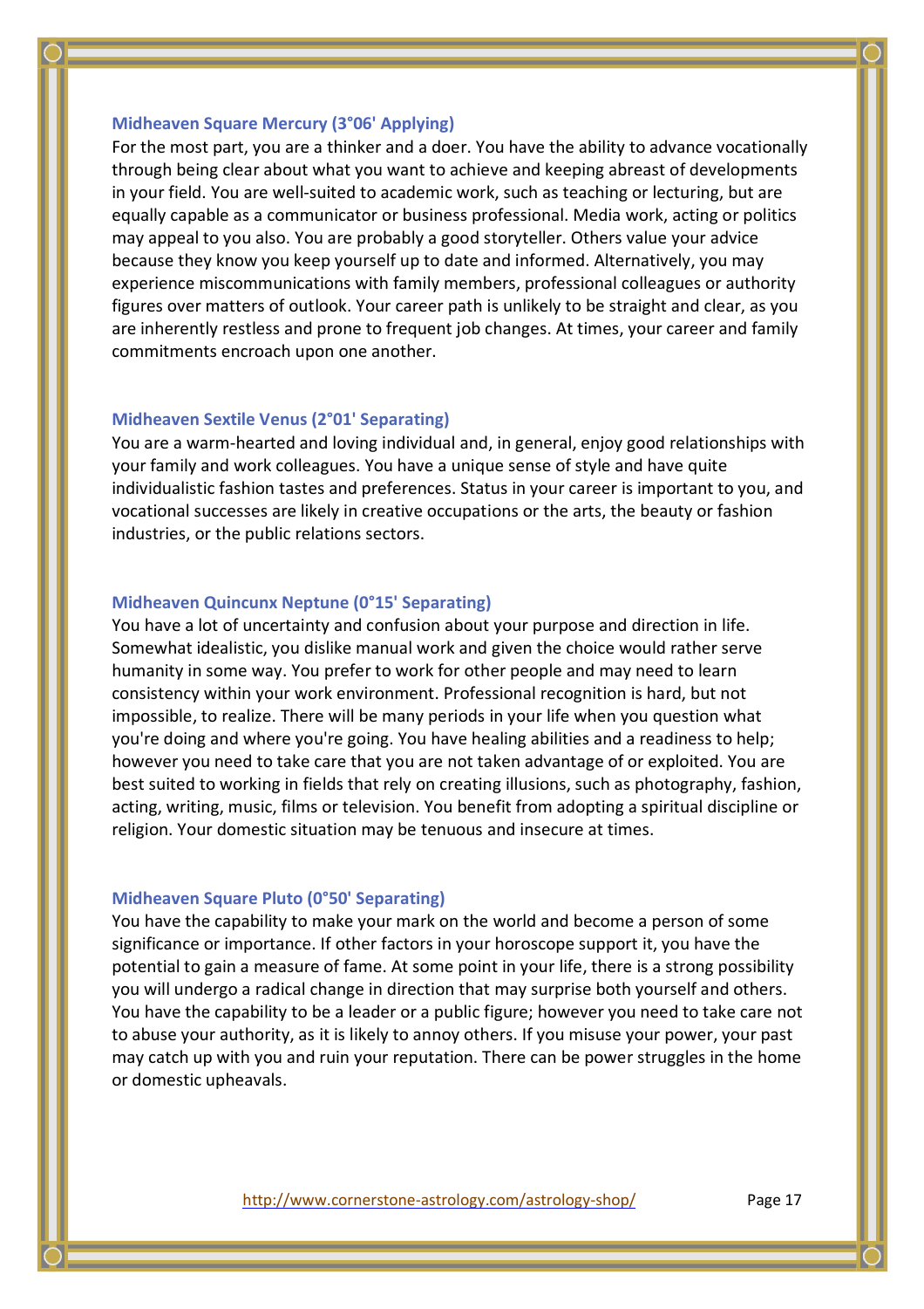### Midheaven Square Mercury (3°06' Applying)

For the most part, you are a thinker and a doer. You have the ability to advance vocationally through being clear about what you want to achieve and keeping abreast of developments in your field. You are well-suited to academic work, such as teaching or lecturing, but are equally capable as a communicator or business professional. Media work, acting or politics may appeal to you also. You are probably a good storyteller. Others value your advice because they know you keep yourself up to date and informed. Alternatively, you may experience miscommunications with family members, professional colleagues or authority figures over matters of outlook. Your career path is unlikely to be straight and clear, as you are inherently restless and prone to frequent job changes. At times, your career and family commitments encroach upon one another.

### Midheaven Sextile Venus (2°01' Separating)

You are a warm-hearted and loving individual and, in general, enjoy good relationships with your family and work colleagues. You have a unique sense of style and have quite individualistic fashion tastes and preferences. Status in your career is important to you, and vocational successes are likely in creative occupations or the arts, the beauty or fashion industries, or the public relations sectors.

### Midheaven Quincunx Neptune (0°15' Separating)

You have a lot of uncertainty and confusion about your purpose and direction in life. Somewhat idealistic, you dislike manual work and given the choice would rather serve humanity in some way. You prefer to work for other people and may need to learn consistency within your work environment. Professional recognition is hard, but not impossible, to realize. There will be many periods in your life when you question what you're doing and where you're going. You have healing abilities and a readiness to help; however you need to take care that you are not taken advantage of or exploited. You are best suited to working in fields that rely on creating illusions, such as photography, fashion, acting, writing, music, films or television. You benefit from adopting a spiritual discipline or religion. Your domestic situation may be tenuous and insecure at times.

### Midheaven Square Pluto (0°50' Separating)

You have the capability to make your mark on the world and become a person of some significance or importance. If other factors in your horoscope support it, you have the potential to gain a measure of fame. At some point in your life, there is a strong possibility you will undergo a radical change in direction that may surprise both yourself and others. You have the capability to be a leader or a public figure; however you need to take care not to abuse your authority, as it is likely to annoy others. If you misuse your power, your past may catch up with you and ruin your reputation. There can be power struggles in the home or domestic upheavals.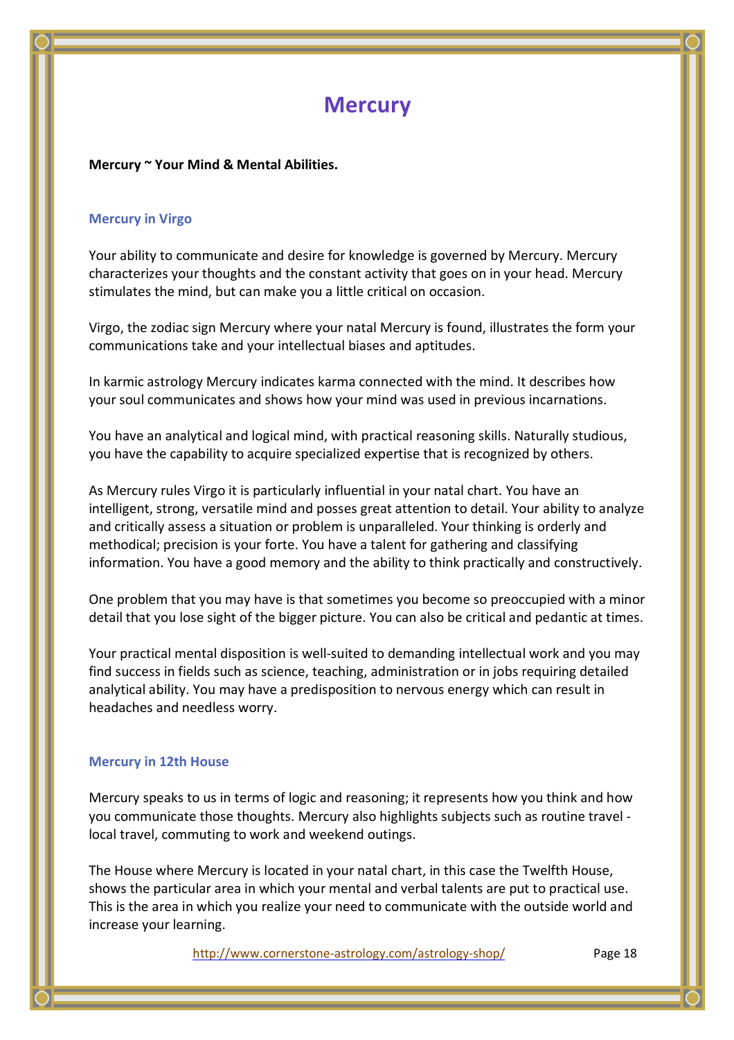# Mercury

**Mercury ~ Your Mind & Mental Abilities.**

### Mercury in Virgo

Your ability to communicate and desire for knowledge is governed by Mercury. Mercury characterizes your thoughts and the constant activity that goes on in your head. Mercury stimulates the mind, but can make you a little critical on occasion.

Virgo, the zodiac sign Mercury where your natal Mercury is found, illustrates the form your communications take and your intellectual biases and aptitudes.

In karmic astrology Mercury indicates karma connected with the mind. It describes how your soul communicates and shows how your mind was used in previous incarnations.

You have an analytical and logical mind, with practical reasoning skills. Naturally studious, you have the capability to acquire specialized expertise that is recognized by others.

As Mercury rules Virgo it is particularly influential in your natal chart. You have an intelligent, strong, versatile mind and posses great attention to detail. Your ability to analyze and critically assess a situation or problem is unparalleled. Your thinking is orderly and methodical; precision is your forte. You have a talent for gathering and classifying information. You have a good memory and the ability to think practically and constructively.

One problem that you may have is that sometimes you become so preoccupied with a minor detail that you lose sight of the bigger picture. You can also be critical and pedantic at times.

Your practical mental disposition is well-suited to demanding intellectual work and you may find success in fields such as science, teaching, administration or in jobs requiring detailed analytical ability. You may have a predisposition to nervous energy which can result in headaches and needless worry.

### Mercury in 12th House

Mercury speaks to us in terms of logic and reasoning; it represents how you think and how you communicate those thoughts. Mercury also highlights subjects such as routine travel - local travel, commuting to work and weekend outings.

The House where Mercury is located in your natal chart, in this case the Twelfth House, shows the particular area in which your mental and verbal talents are put to practical use. This is the area in which you realize your need to communicate with the outside world and increase your learning.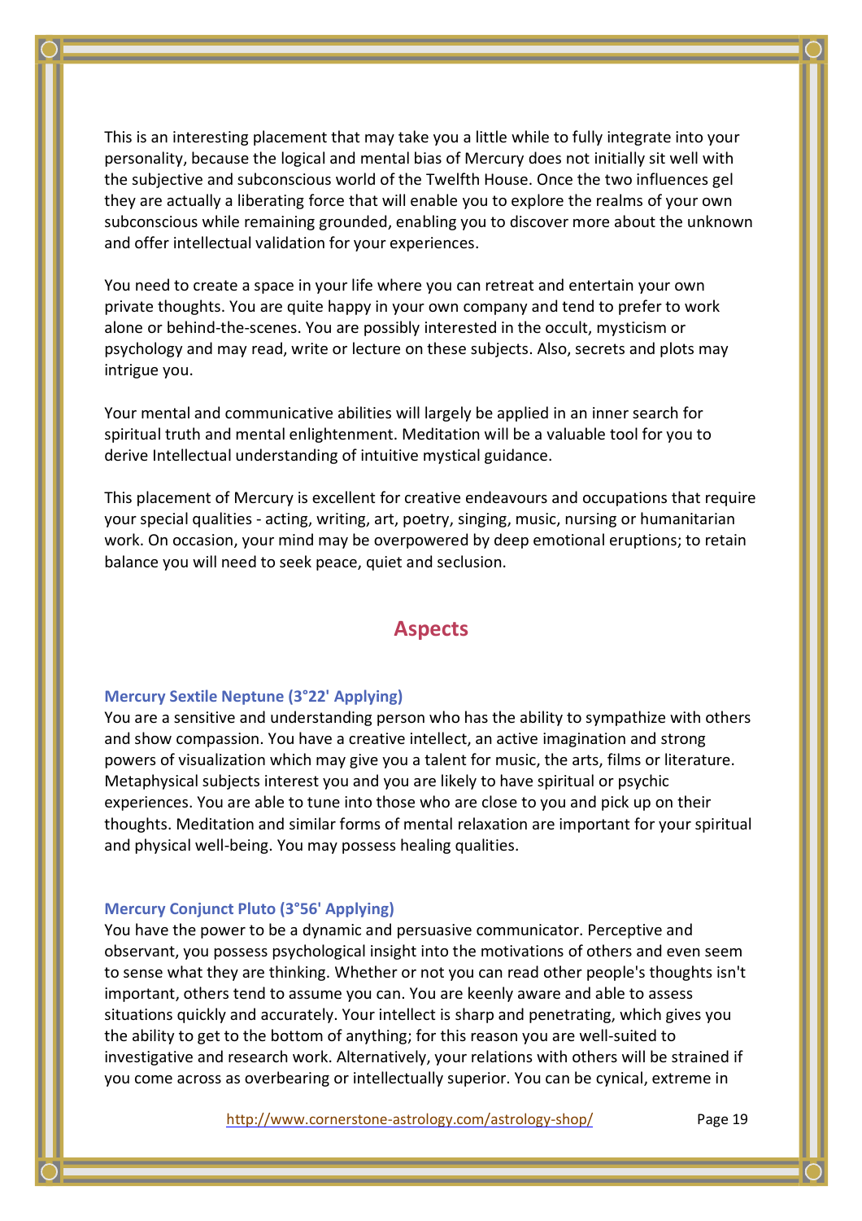This is an interesting placement that may take you a little while to fully integrate into your personality, because the logical and mental bias of Mercury does not initially sit well with the subjective and subconscious world of the Twelfth House. Once the two influences gel they are actually a liberating force that will enable you to explore the realms of your own subconscious while remaining grounded, enabling you to discover more about the unknown and offer intellectual validation for your experiences.

You need to create a space in your life where you can retreat and entertain your own private thoughts. You are quite happy in your own company and tend to prefer to work alone or behind-the-scenes. You are possibly interested in the occult, mysticism or psychology and may read, write or lecture on these subjects. Also, secrets and plots may intrigue you.

Your mental and communicative abilities will largely be applied in an inner search for spiritual truth and mental enlightenment. Meditation will be a valuable tool for you to derive Intellectual understanding of intuitive mystical guidance.

This placement of Mercury is excellent for creative endeavours and occupations that require your special qualities - acting, writing, art, poetry, singing, music, nursing or humanitarian work. On occasion, your mind may be overpowered by deep emotional eruptions; to retain balance you will need to seek peace, quiet and seclusion.

## Aspects

### Mercury Sextile Neptune (3°22' Applying)

You are a sensitive and understanding person who has the ability to sympathize with others and show compassion. You have a creative intellect, an active imagination and strong powers of visualization which may give you a talent for music, the arts, films or literature. Metaphysical subjects interest you and you are likely to have spiritual or psychic experiences. You are able to tune into those who are close to you and pick up on their thoughts. Meditation and similar forms of mental relaxation are important for your spiritual and physical well-being. You may possess healing qualities.

### Mercury Conjunct Pluto (3°56' Applying)

You have the power to be a dynamic and persuasive communicator. Perceptive and observant, you possess psychological insight into the motivations of others and even seem to sense what they are thinking. Whether or not you can read other people's thoughts isn't important, others tend to assume you can. You are keenly aware and able to assess situations quickly and accurately. Your intellect is sharp and penetrating, which gives you the ability to get to the bottom of anything; for this reason you are well-suited to investigative and research work. Alternatively, your relations with others will be strained if you come across as overbearing or intellectually superior. You can be cynical, extreme in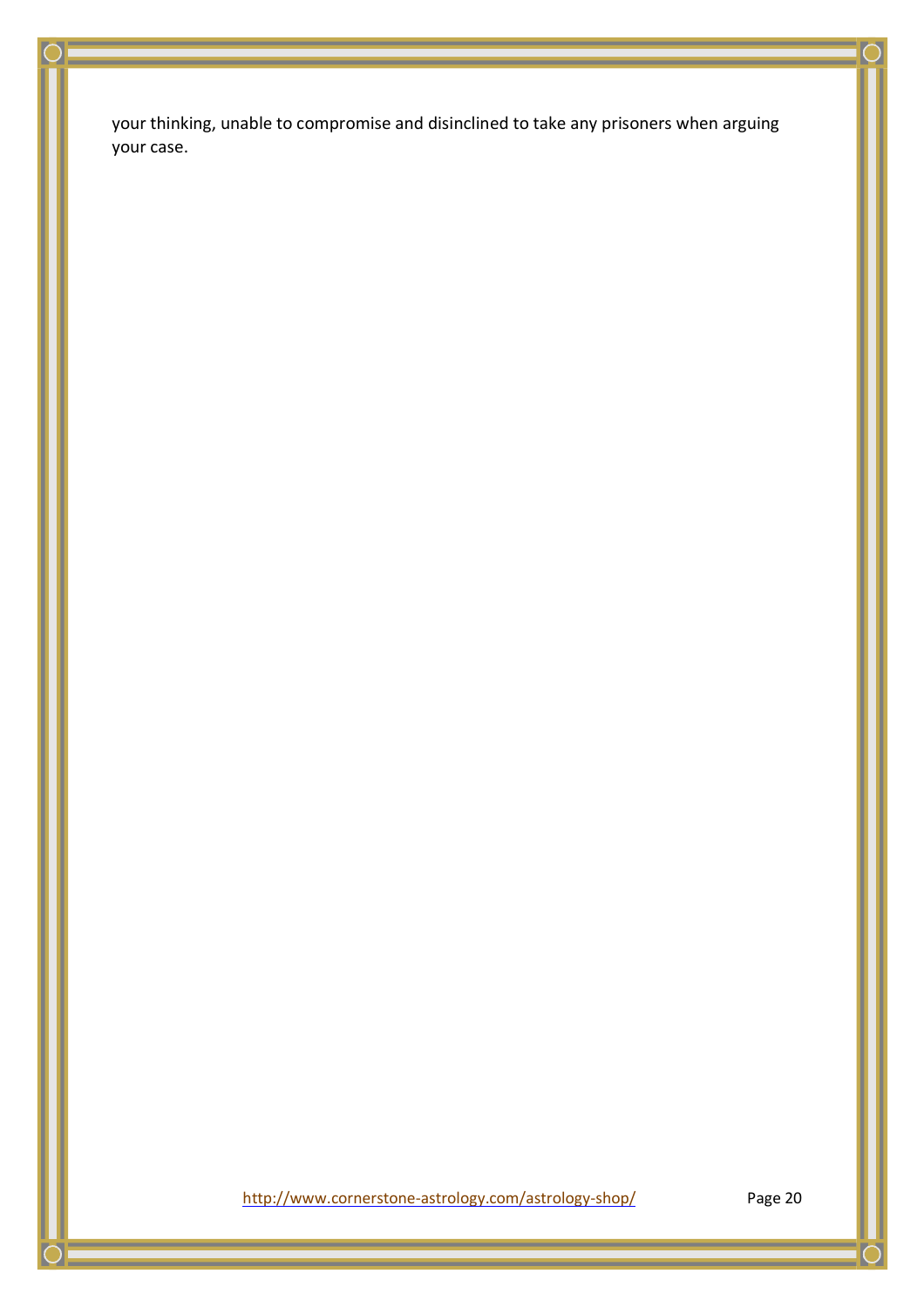your thinking, unable to compromise and disinclined to take any prisoners when arguing your case.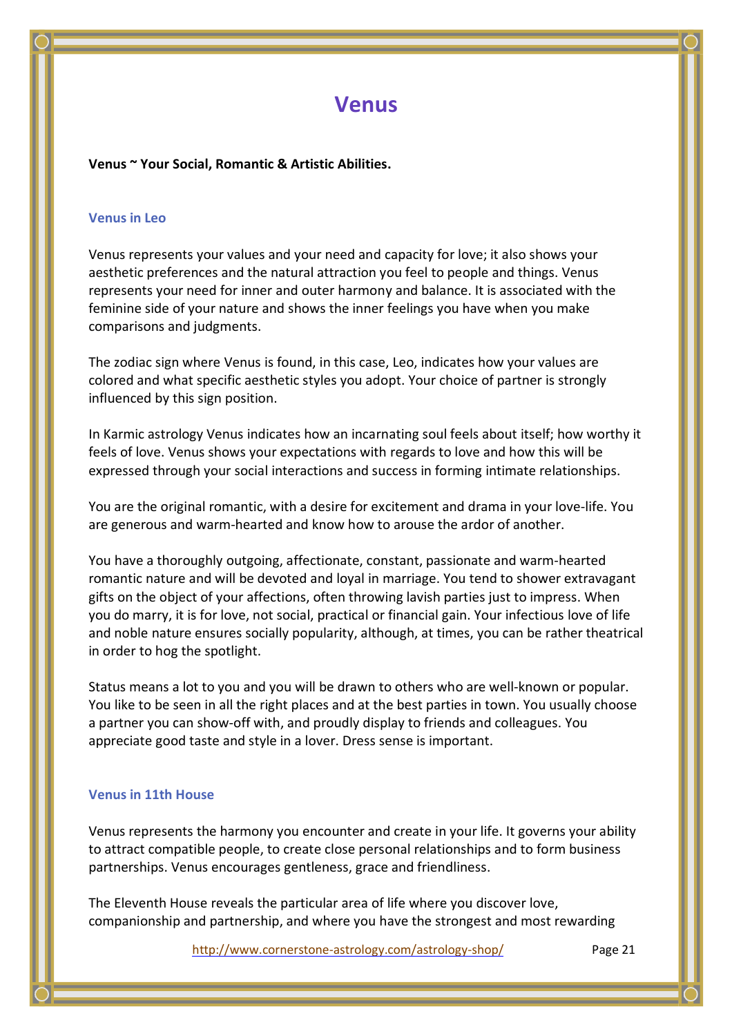# Venus

**Venus ~ Your Social, Romantic & Artistic Abilities.**

### Venus in Leo

Venus represents your values and your need and capacity for love; it also shows your aesthetic preferences and the natural attraction you feel to people and things. Venus represents your need for inner and outer harmony and balance. It is associated with the feminine side of your nature and shows the inner feelings you have when you make comparisons and judgments.

The zodiac sign where Venus is found, in this case, Leo, indicates how your values are colored and what specific aesthetic styles you adopt. Your choice of partner is strongly influenced by this sign position.

In Karmic astrology Venus indicates how an incarnating soul feels about itself; how worthy it feels of love. Venus shows your expectations with regards to love and how this will be expressed through your social interactions and success in forming intimate relationships.

You are the original romantic, with a desire for excitement and drama in your love-life. You are generous and warm-hearted and know how to arouse the ardor of another.

You have a thoroughly outgoing, affectionate, constant, passionate and warm-hearted romantic nature and will be devoted and loyal in marriage. You tend to shower extravagant gifts on the object of your affections, often throwing lavish parties just to impress. When you do marry, it is for love, not social, practical or financial gain. Your infectious love of life and noble nature ensures socially popularity, although, at times, you can be rather theatrical in order to hog the spotlight.

Status means a lot to you and you will be drawn to others who are well-known or popular. You like to be seen in all the right places and at the best parties in town. You usually choose a partner you can show-off with, and proudly display to friends and colleagues. You appreciate good taste and style in a lover. Dress sense is important.

### Venus in 11th House

Venus represents the harmony you encounter and create in your life. It governs your ability to attract compatible people, to create close personal relationships and to form business partnerships. Venus encourages gentleness, grace and friendliness.

The Eleventh House reveals the particular area of life where you discover love, companionship and partnership, and where you have the strongest and most rewarding

http://www.cornerstone-astrology.com/astrology-shop/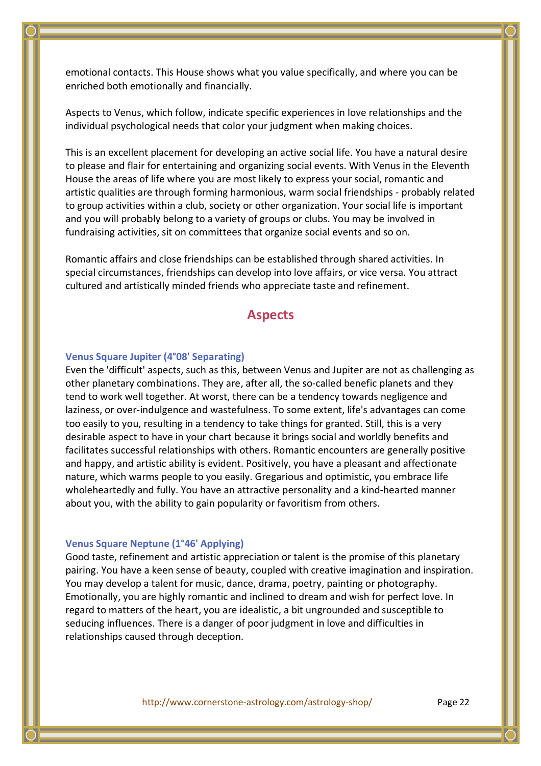emotional contacts. This House shows what you value specifically, and where you can be enriched both emotionally and financially.

Aspects to Venus, which follow, indicate specific experiences in love relationships and the individual psychological needs that color your judgment when making choices.

This is an excellent placement for developing an active social life. You have a natural desire to please and flair for entertaining and organizing social events. With Venus in the Eleventh House the areas of life where you are most likely to express your social, romantic and artistic qualities are through forming harmonious, warm social friendships - probably related to group activities within a club, society or other organization. Your social life is important and you will probably belong to a variety of groups or clubs. You may be involved in fundraising activities, sit on committees that organize social events and so on.

Romantic affairs and close friendships can be established through shared activities. In special circumstances, friendships can develop into love affairs, or vice versa. You attract cultured and artistically minded friends who appreciate taste and refinement.

## Aspects

### Venus Square Jupiter (4°08' Separating)

Even the 'difficult' aspects, such as this, between Venus and Jupiter are not as challenging as other planetary combinations. They are, after all, the so-called benefic planets and they tend to work well together. At worst, there can be a tendency towards negligence and laziness, or over-indulgence and wastefulness. To some extent, life's advantages can come too easily to you, resulting in a tendency to take things for granted. Still, this is a very desirable aspect to have in your chart because it brings social and worldly benefits and facilitates successful relationships with others. Romantic encounters are generally positive and happy, and artistic ability is evident. Positively, you have a pleasant and affectionate nature, which warms people to you easily. Gregarious and optimistic, you embrace life wholeheartedly and fully. You have an attractive personality and a kind-hearted manner about you, with the ability to gain popularity or favoritism from others.

### Venus Square Neptune (1°46' Applying)

Good taste, refinement and artistic appreciation or talent is the promise of this planetary pairing. You have a keen sense of beauty, coupled with creative imagination and inspiration. You may develop a talent for music, dance, drama, poetry, painting or photography. Emotionally, you are highly romantic and inclined to dream and wish for perfect love. In regard to matters of the heart, you are idealistic, a bit ungrounded and susceptible to seducing influences. There is a danger of poor judgment in love and difficulties in relationships caused through deception.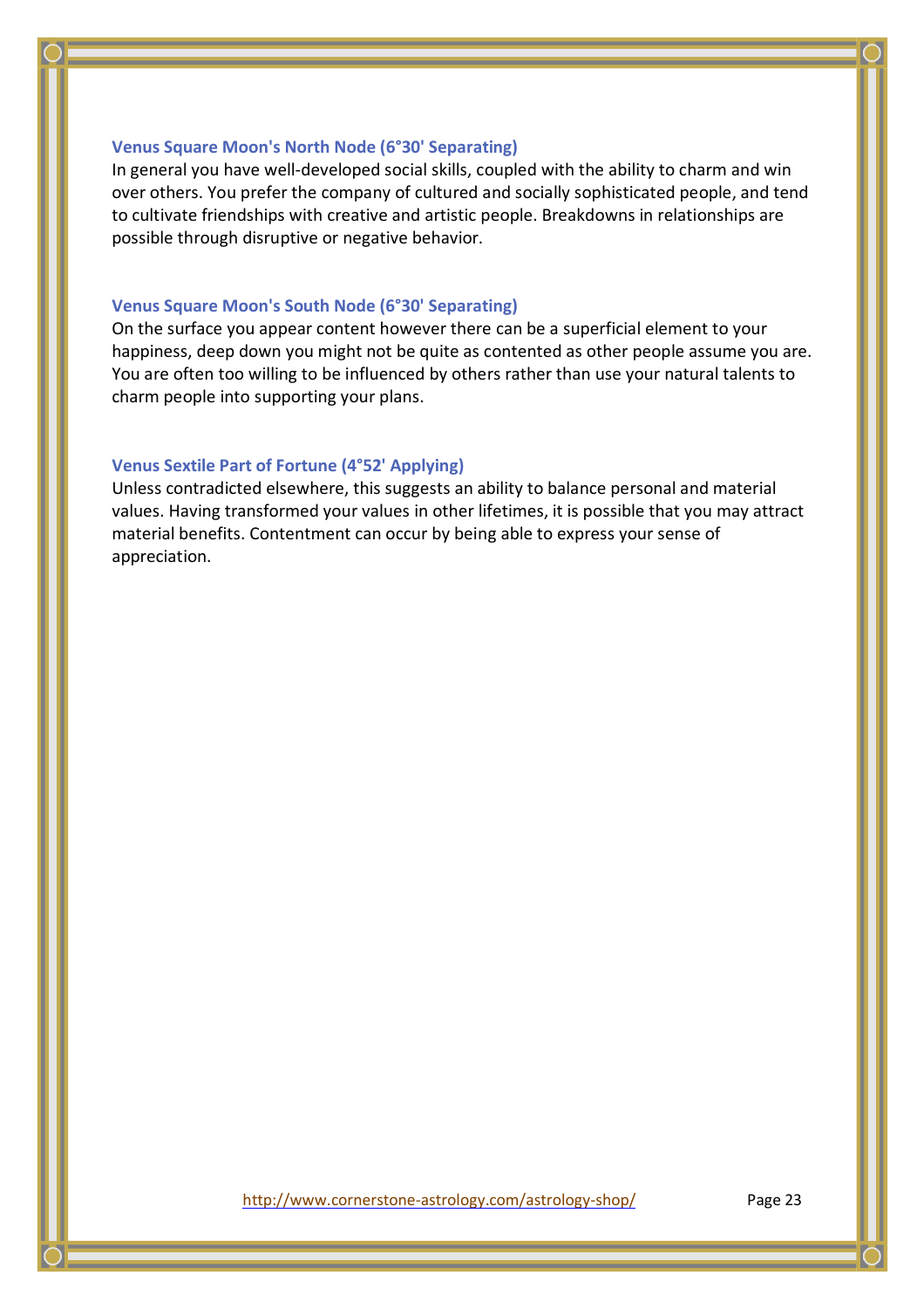### Venus Square Moon's North Node (6°30' Separating)

In general you have well-developed social skills, coupled with the ability to charm and win over others. You prefer the company of cultured and socially sophisticated people, and tend to cultivate friendships with creative and artistic people. Breakdowns in relationships are possible through disruptive or negative behavior.

### Venus Square Moon's South Node (6°30' Separating)

On the surface you appear content however there can be a superficial element to your happiness, deep down you might not be quite as contented as other people assume you are. You are often too willing to be influenced by others rather than use your natural talents to charm people into supporting your plans.

### Venus Sextile Part of Fortune (4°52' Applying)

Unless contradicted elsewhere, this suggests an ability to balance personal and material values. Having transformed your values in other lifetimes, it is possible that you may attract material benefits. Contentment can occur by being able to express your sense of appreciation.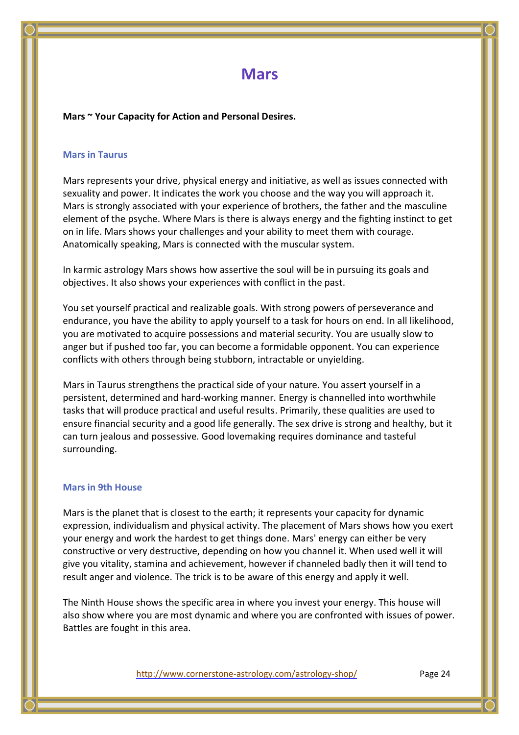# Mars

**Mars ~ Your Capacity for Action and Personal Desires.**

### Mars in Taurus

Mars represents your drive, physical energy and initiative, as well as issues connected with sexuality and power. It indicates the work you choose and the way you will approach it. Mars is strongly associated with your experience of brothers, the father and the masculine element of the psyche. Where Mars is there is always energy and the fighting instinct to get on in life. Mars shows your challenges and your ability to meet them with courage. Anatomically speaking, Mars is connected with the muscular system.

In karmic astrology Mars shows how assertive the soul will be in pursuing its goals and objectives. It also shows your experiences with conflict in the past.

You set yourself practical and realizable goals. With strong powers of perseverance and endurance, you have the ability to apply yourself to a task for hours on end. In all likelihood, you are motivated to acquire possessions and material security. You are usually slow to anger but if pushed too far, you can become a formidable opponent. You can experience conflicts with others through being stubborn, intractable or unyielding.

Mars in Taurus strengthens the practical side of your nature. You assert yourself in a persistent, determined and hard-working manner. Energy is channelled into worthwhile tasks that will produce practical and useful results. Primarily, these qualities are used to ensure financial security and a good life generally. The sex drive is strong and healthy, but it can turn jealous and possessive. Good lovemaking requires dominance and tasteful surrounding.

### Mars in 9th House

Mars is the planet that is closest to the earth; it represents your capacity for dynamic expression, individualism and physical activity. The placement of Mars shows how you exert your energy and work the hardest to get things done. Mars' energy can either be very constructive or very destructive, depending on how you channel it. When used well it will give you vitality, stamina and achievement, however if channeled badly then it will tend to result anger and violence. The trick is to be aware of this energy and apply it well.

The Ninth House shows the specific area in where you invest your energy. This house will also show where you are most dynamic and where you are confronted with issues of power. Battles are fought in this area.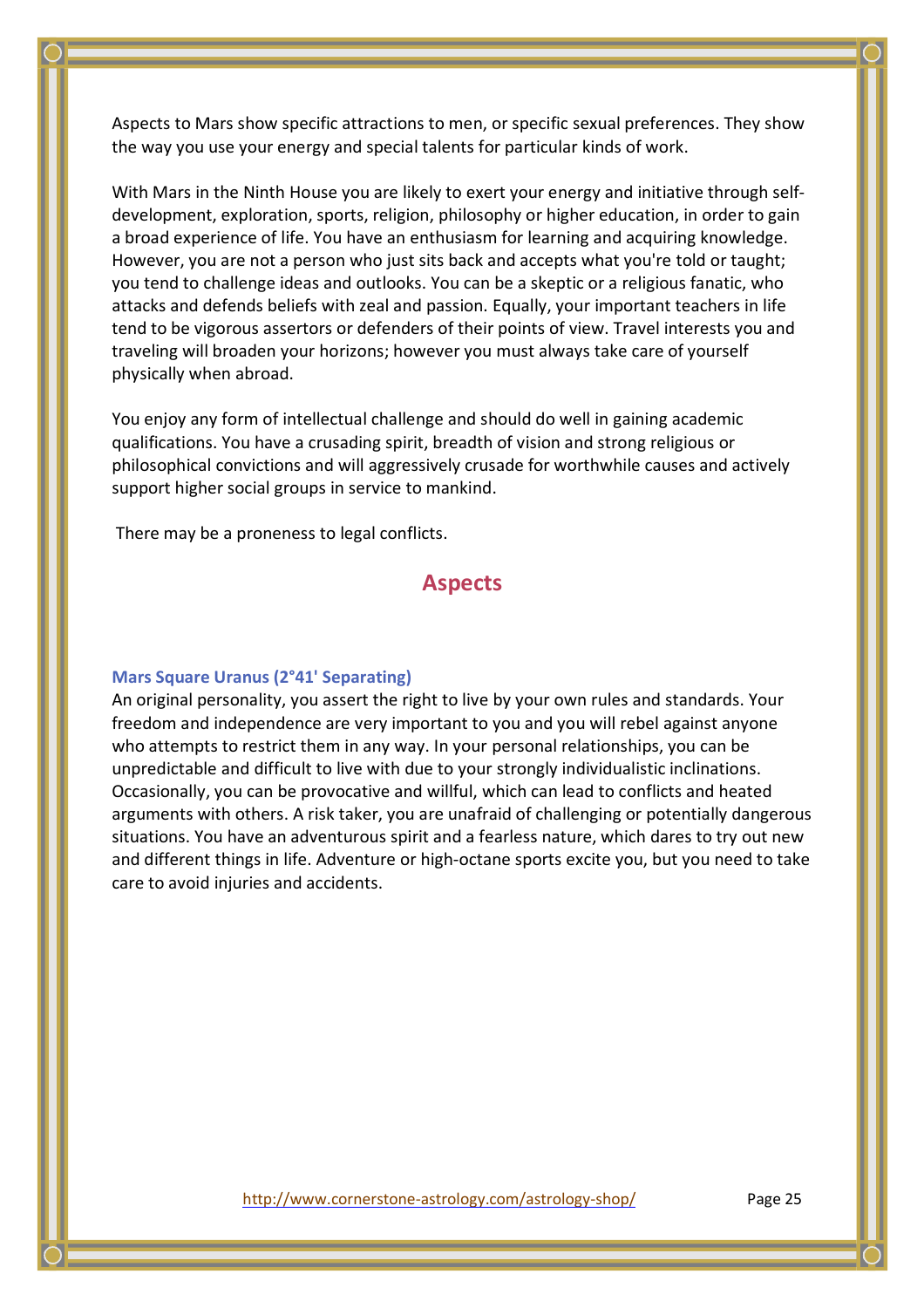Aspects to Mars show specific attractions to men, or specific sexual preferences. They show the way you use your energy and special talents for particular kinds of work.

With Mars in the Ninth House you are likely to exert your energy and initiative through self-development, exploration, sports, religion, philosophy or higher education, in order to gain a broad experience of life. You have an enthusiasm for learning and acquiring knowledge. However, you are not a person who just sits back and accepts what you're told or taught; you tend to challenge ideas and outlooks. You can be a skeptic or a religious fanatic, who attacks and defends beliefs with zeal and passion. Equally, your important teachers in life tend to be vigorous assertors or defenders of their points of view. Travel interests you and traveling will broaden your horizons; however you must always take care of yourself physically when abroad.

You enjoy any form of intellectual challenge and should do well in gaining academic qualifications. You have a crusading spirit, breadth of vision and strong religious or philosophical convictions and will aggressively crusade for worthwhile causes and actively support higher social groups in service to mankind.

There may be a proneness to legal conflicts.

## Aspects

### Mars Square Uranus (2°41' Separating)

An original personality, you assert the right to live by your own rules and standards. Your freedom and independence are very important to you and you will rebel against anyone who attempts to restrict them in any way. In your personal relationships, you can be unpredictable and difficult to live with due to your strongly individualistic inclinations. Occasionally, you can be provocative and willful, which can lead to conflicts and heated arguments with others. A risk taker, you are unafraid of challenging or potentially dangerous situations. You have an adventurous spirit and a fearless nature, which dares to try out new and different things in life. Adventure or high-octane sports excite you, but you need to take care to avoid injuries and accidents.

http://www.cornerstone-astrology.com/astrology-shop/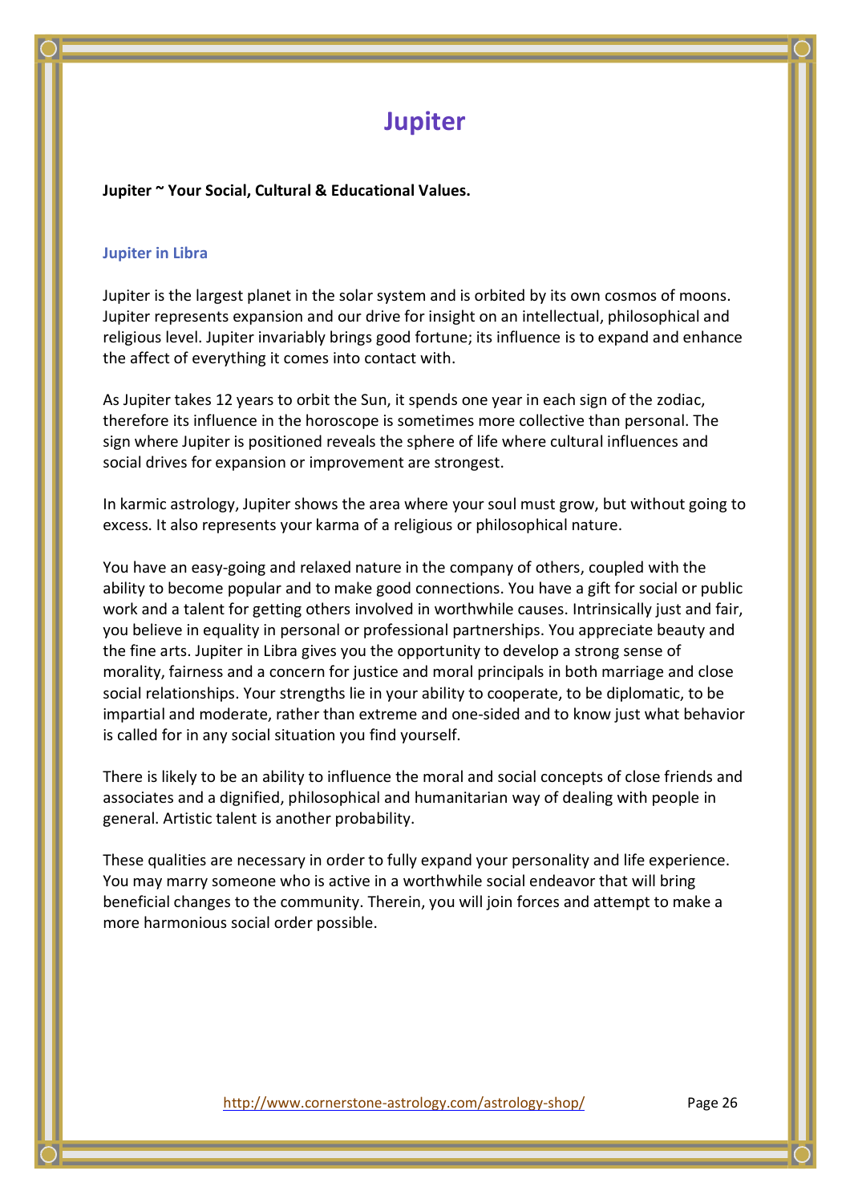# Jupiter

**Jupiter ~ Your Social, Cultural & Educational Values.**

### Jupiter in Libra

Jupiter is the largest planet in the solar system and is orbited by its own cosmos of moons. Jupiter represents expansion and our drive for insight on an intellectual, philosophical and religious level. Jupiter invariably brings good fortune; its influence is to expand and enhance the affect of everything it comes into contact with.

As Jupiter takes 12 years to orbit the Sun, it spends one year in each sign of the zodiac, therefore its influence in the horoscope is sometimes more collective than personal. The sign where Jupiter is positioned reveals the sphere of life where cultural influences and social drives for expansion or improvement are strongest.

In karmic astrology, Jupiter shows the area where your soul must grow, but without going to excess. It also represents your karma of a religious or philosophical nature.

You have an easy-going and relaxed nature in the company of others, coupled with the ability to become popular and to make good connections. You have a gift for social or public work and a talent for getting others involved in worthwhile causes. Intrinsically just and fair, you believe in equality in personal or professional partnerships. You appreciate beauty and the fine arts. Jupiter in Libra gives you the opportunity to develop a strong sense of morality, fairness and a concern for justice and moral principals in both marriage and close social relationships. Your strengths lie in your ability to cooperate, to be diplomatic, to be impartial and moderate, rather than extreme and one-sided and to know just what behavior is called for in any social situation you find yourself.

There is likely to be an ability to influence the moral and social concepts of close friends and associates and a dignified, philosophical and humanitarian way of dealing with people in general. Artistic talent is another probability.

These qualities are necessary in order to fully expand your personality and life experience. You may marry someone who is active in a worthwhile social endeavor that will bring beneficial changes to the community. Therein, you will join forces and attempt to make a more harmonious social order possible.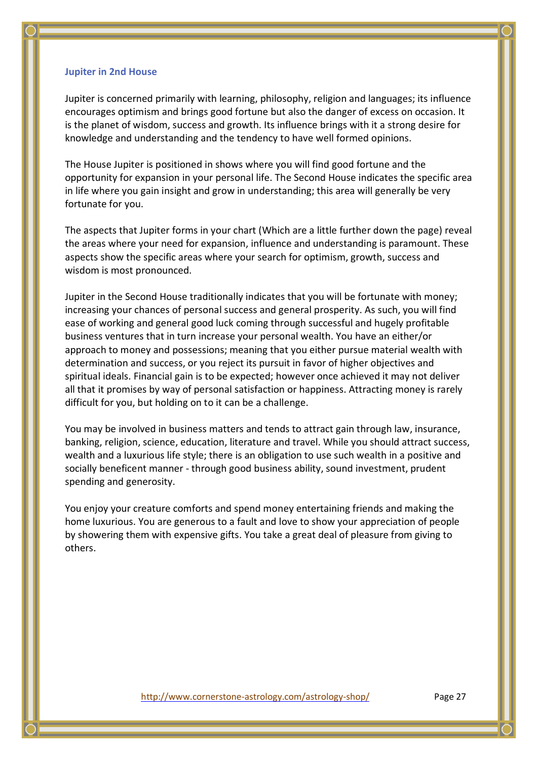### Jupiter in 2nd House

Jupiter is concerned primarily with learning, philosophy, religion and languages; its influence encourages optimism and brings good fortune but also the danger of excess on occasion. It is the planet of wisdom, success and growth. Its influence brings with it a strong desire for knowledge and understanding and the tendency to have well formed opinions.

The House Jupiter is positioned in shows where you will find good fortune and the opportunity for expansion in your personal life. The Second House indicates the specific area in life where you gain insight and grow in understanding; this area will generally be very fortunate for you.

The aspects that Jupiter forms in your chart (Which are a little further down the page) reveal the areas where your need for expansion, influence and understanding is paramount. These aspects show the specific areas where your search for optimism, growth, success and wisdom is most pronounced.

Jupiter in the Second House traditionally indicates that you will be fortunate with money; increasing your chances of personal success and general prosperity. As such, you will find ease of working and general good luck coming through successful and hugely profitable business ventures that in turn increase your personal wealth. You have an either/or approach to money and possessions; meaning that you either pursue material wealth with determination and success, or you reject its pursuit in favor of higher objectives and spiritual ideals. Financial gain is to be expected; however once achieved it may not deliver all that it promises by way of personal satisfaction or happiness. Attracting money is rarely difficult for you, but holding on to it can be a challenge.

You may be involved in business matters and tends to attract gain through law, insurance, banking, religion, science, education, literature and travel. While you should attract success, wealth and a luxurious life style; there is an obligation to use such wealth in a positive and socially beneficent manner - through good business ability, sound investment, prudent spending and generosity.

You enjoy your creature comforts and spend money entertaining friends and making the home luxurious. You are generous to a fault and love to show your appreciation of people by showering them with expensive gifts. You take a great deal of pleasure from giving to others.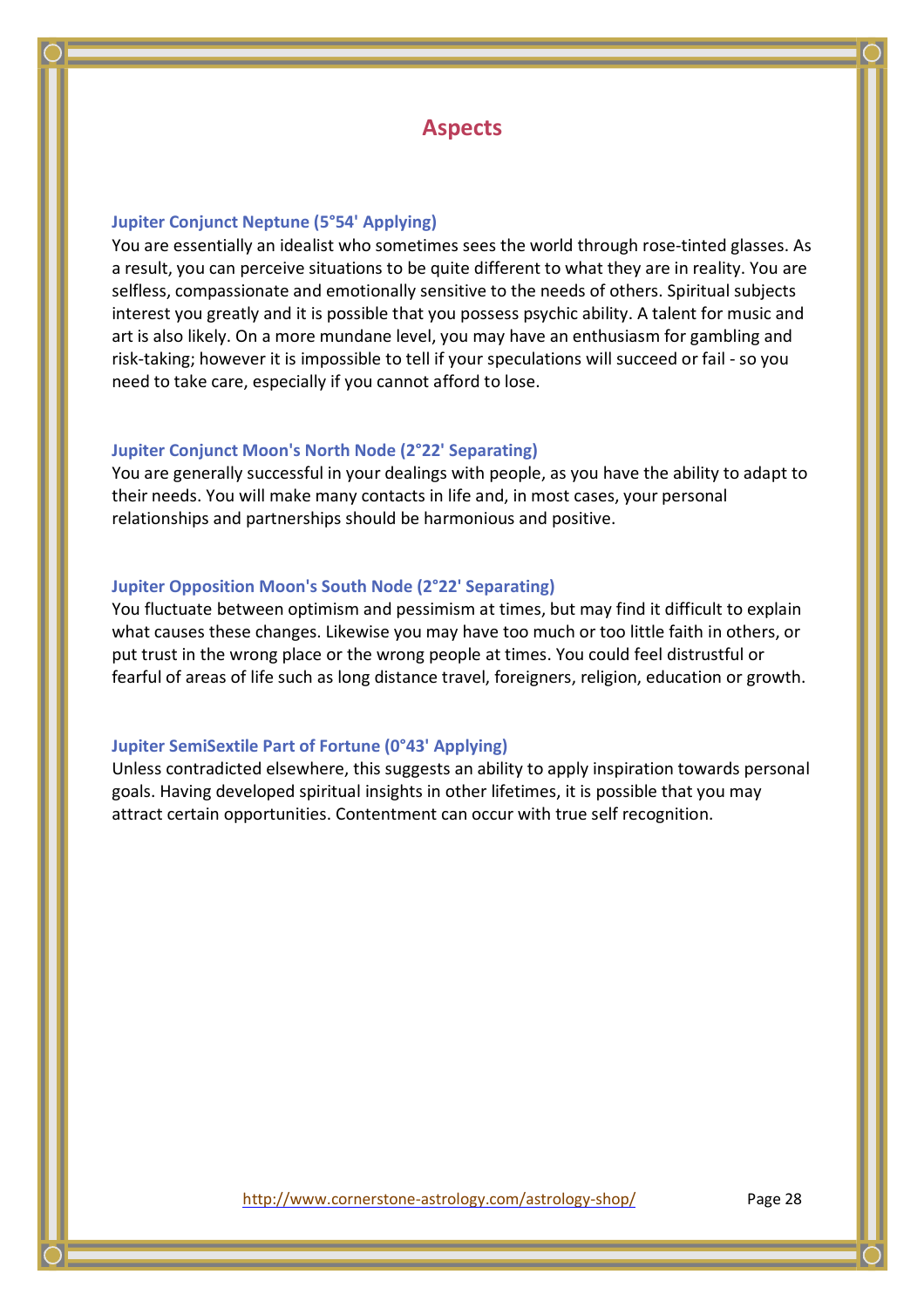# Aspects

### Jupiter Conjunct Neptune (5°54' Applying)

You are essentially an idealist who sometimes sees the world through rose-tinted glasses. As a result, you can perceive situations to be quite different to what they are in reality. You are selfless, compassionate and emotionally sensitive to the needs of others. Spiritual subjects interest you greatly and it is possible that you possess psychic ability. A talent for music and art is also likely. On a more mundane level, you may have an enthusiasm for gambling and risk-taking; however it is impossible to tell if your speculations will succeed or fail - so you need to take care, especially if you cannot afford to lose.

### Jupiter Conjunct Moon's North Node (2°22' Separating)

You are generally successful in your dealings with people, as you have the ability to adapt to their needs. You will make many contacts in life and, in most cases, your personal relationships and partnerships should be harmonious and positive.

### Jupiter Opposition Moon's South Node (2°22' Separating)

You fluctuate between optimism and pessimism at times, but may find it difficult to explain what causes these changes. Likewise you may have too much or too little faith in others, or put trust in the wrong place or the wrong people at times. You could feel distrustful or fearful of areas of life such as long distance travel, foreigners, religion, education or growth.

### Jupiter SemiSextile Part of Fortune (0°43' Applying)

Unless contradicted elsewhere, this suggests an ability to apply inspiration towards personal goals. Having developed spiritual insights in other lifetimes, it is possible that you may attract certain opportunities. Contentment can occur with true self recognition.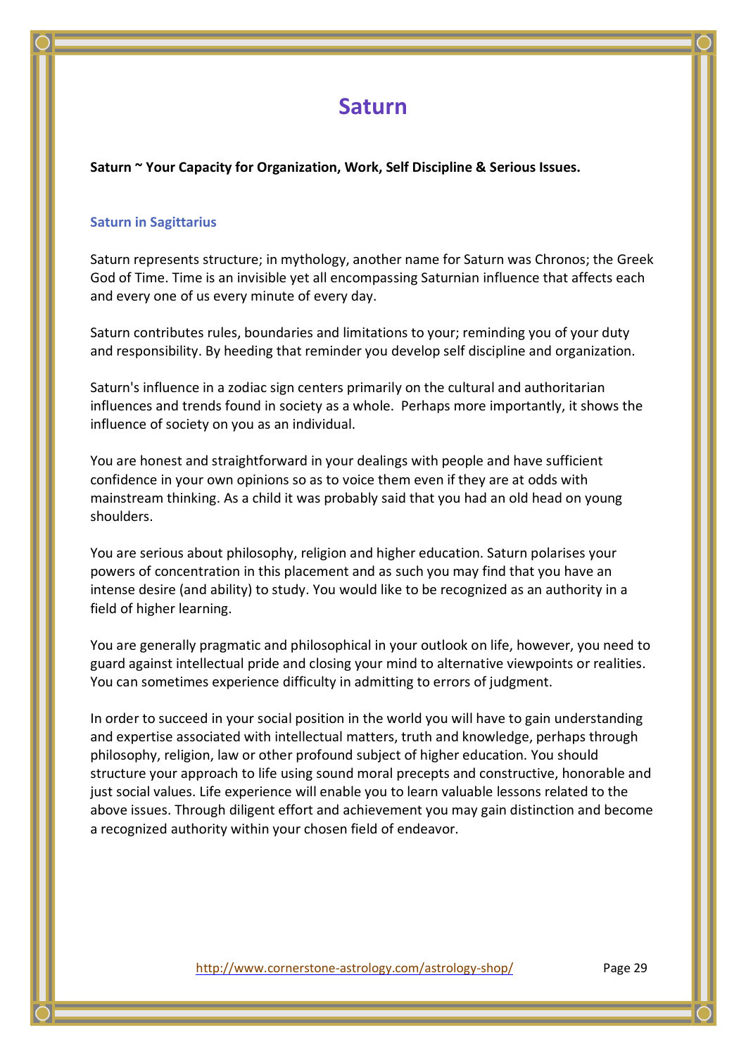# Saturn

**Saturn ~ Your Capacity for Organization, Work, Self Discipline & Serious Issues.**

### Saturn in Sagittarius

Saturn represents structure; in mythology, another name for Saturn was Chronos; the Greek God of Time. Time is an invisible yet all encompassing Saturnian influence that affects each and every one of us every minute of every day.

Saturn contributes rules, boundaries and limitations to your; reminding you of your duty and responsibility. By heeding that reminder you develop self discipline and organization.

Saturn's influence in a zodiac sign centers primarily on the cultural and authoritarian influences and trends found in society as a whole. Perhaps more importantly, it shows the influence of society on you as an individual.

You are honest and straightforward in your dealings with people and have sufficient confidence in your own opinions so as to voice them even if they are at odds with mainstream thinking. As a child it was probably said that you had an old head on young shoulders.

You are serious about philosophy, religion and higher education. Saturn polarises your powers of concentration in this placement and as such you may find that you have an intense desire (and ability) to study. You would like to be recognized as an authority in a field of higher learning.

You are generally pragmatic and philosophical in your outlook on life, however, you need to guard against intellectual pride and closing your mind to alternative viewpoints or realities. You can sometimes experience difficulty in admitting to errors of judgment.

In order to succeed in your social position in the world you will have to gain understanding and expertise associated with intellectual matters, truth and knowledge, perhaps through philosophy, religion, law or other profound subject of higher education. You should structure your approach to life using sound moral precepts and constructive, honorable and just social values. Life experience will enable you to learn valuable lessons related to the above issues. Through diligent effort and achievement you may gain distinction and become a recognized authority within your chosen field of endeavor.

http://www.cornerstone-astrology.com/astrology-shop/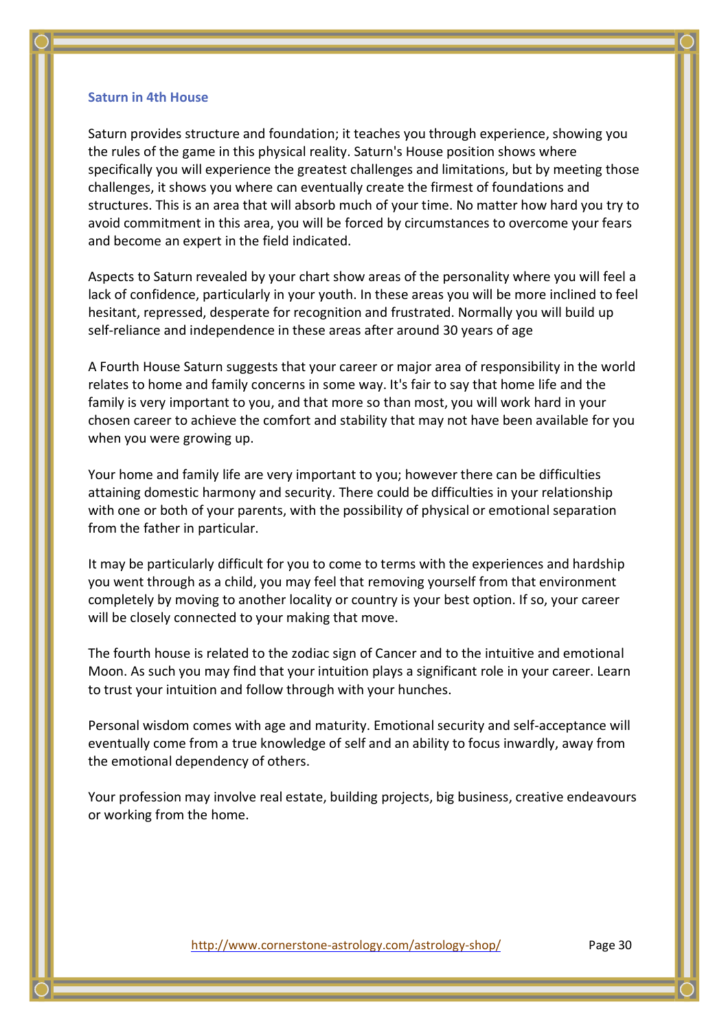### Saturn in 4th House

Saturn provides structure and foundation; it teaches you through experience, showing you the rules of the game in this physical reality. Saturn's House position shows where specifically you will experience the greatest challenges and limitations, but by meeting those challenges, it shows you where can eventually create the firmest of foundations and structures. This is an area that will absorb much of your time. No matter how hard you try to avoid commitment in this area, you will be forced by circumstances to overcome your fears and become an expert in the field indicated.

Aspects to Saturn revealed by your chart show areas of the personality where you will feel a lack of confidence, particularly in your youth. In these areas you will be more inclined to feel hesitant, repressed, desperate for recognition and frustrated. Normally you will build up self-reliance and independence in these areas after around 30 years of age

A Fourth House Saturn suggests that your career or major area of responsibility in the world relates to home and family concerns in some way. It's fair to say that home life and the family is very important to you, and that more so than most, you will work hard in your chosen career to achieve the comfort and stability that may not have been available for you when you were growing up.

Your home and family life are very important to you; however there can be difficulties attaining domestic harmony and security. There could be difficulties in your relationship with one or both of your parents, with the possibility of physical or emotional separation from the father in particular.

It may be particularly difficult for you to come to terms with the experiences and hardship you went through as a child, you may feel that removing yourself from that environment completely by moving to another locality or country is your best option. If so, your career will be closely connected to your making that move.

The fourth house is related to the zodiac sign of Cancer and to the intuitive and emotional Moon. As such you may find that your intuition plays a significant role in your career. Learn to trust your intuition and follow through with your hunches.

Personal wisdom comes with age and maturity. Emotional security and self-acceptance will eventually come from a true knowledge of self and an ability to focus inwardly, away from the emotional dependency of others.

Your profession may involve real estate, building projects, big business, creative endeavours or working from the home.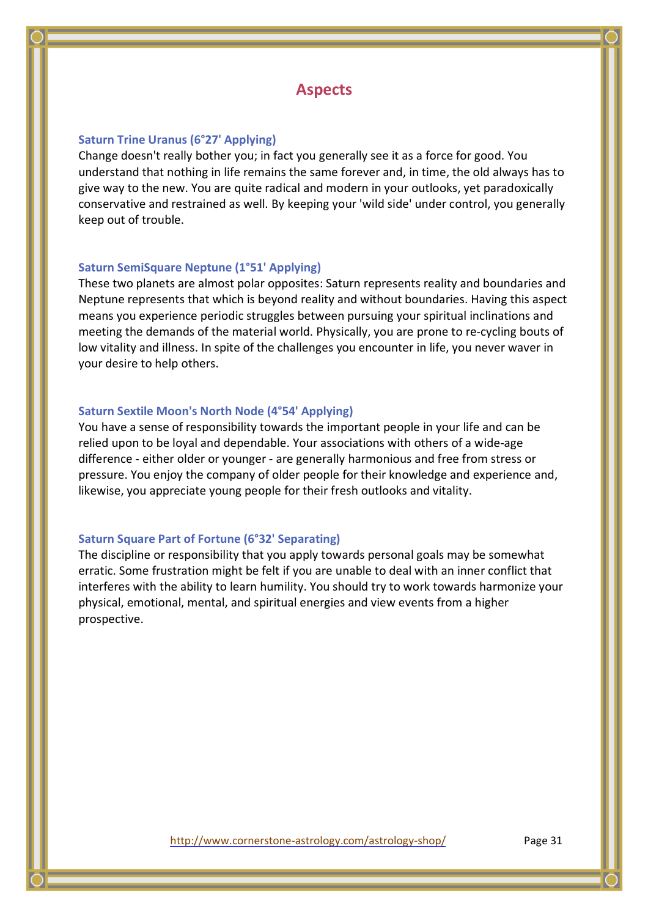## Aspects

### Saturn Trine Uranus (6°27' Applying)

Change doesn't really bother you; in fact you generally see it as a force for good. You understand that nothing in life remains the same forever and, in time, the old always has to give way to the new. You are quite radical and modern in your outlooks, yet paradoxically conservative and restrained as well. By keeping your 'wild side' under control, you generally keep out of trouble.

### Saturn SemiSquare Neptune (1°51' Applying)

These two planets are almost polar opposites: Saturn represents reality and boundaries and Neptune represents that which is beyond reality and without boundaries. Having this aspect means you experience periodic struggles between pursuing your spiritual inclinations and meeting the demands of the material world. Physically, you are prone to re-cycling bouts of low vitality and illness. In spite of the challenges you encounter in life, you never waver in your desire to help others.

### Saturn Sextile Moon's North Node (4°54' Applying)

You have a sense of responsibility towards the important people in your life and can be relied upon to be loyal and dependable. Your associations with others of a wide-age difference - either older or younger - are generally harmonious and free from stress or pressure. You enjoy the company of older people for their knowledge and experience and, likewise, you appreciate young people for their fresh outlooks and vitality.

### Saturn Square Part of Fortune (6°32' Separating)

The discipline or responsibility that you apply towards personal goals may be somewhat erratic. Some frustration might be felt if you are unable to deal with an inner conflict that interferes with the ability to learn humility. You should try to work towards harmonize your physical, emotional, mental, and spiritual energies and view events from a higher prospective.

http://www.cornerstone-astrology.com/astrology-shop/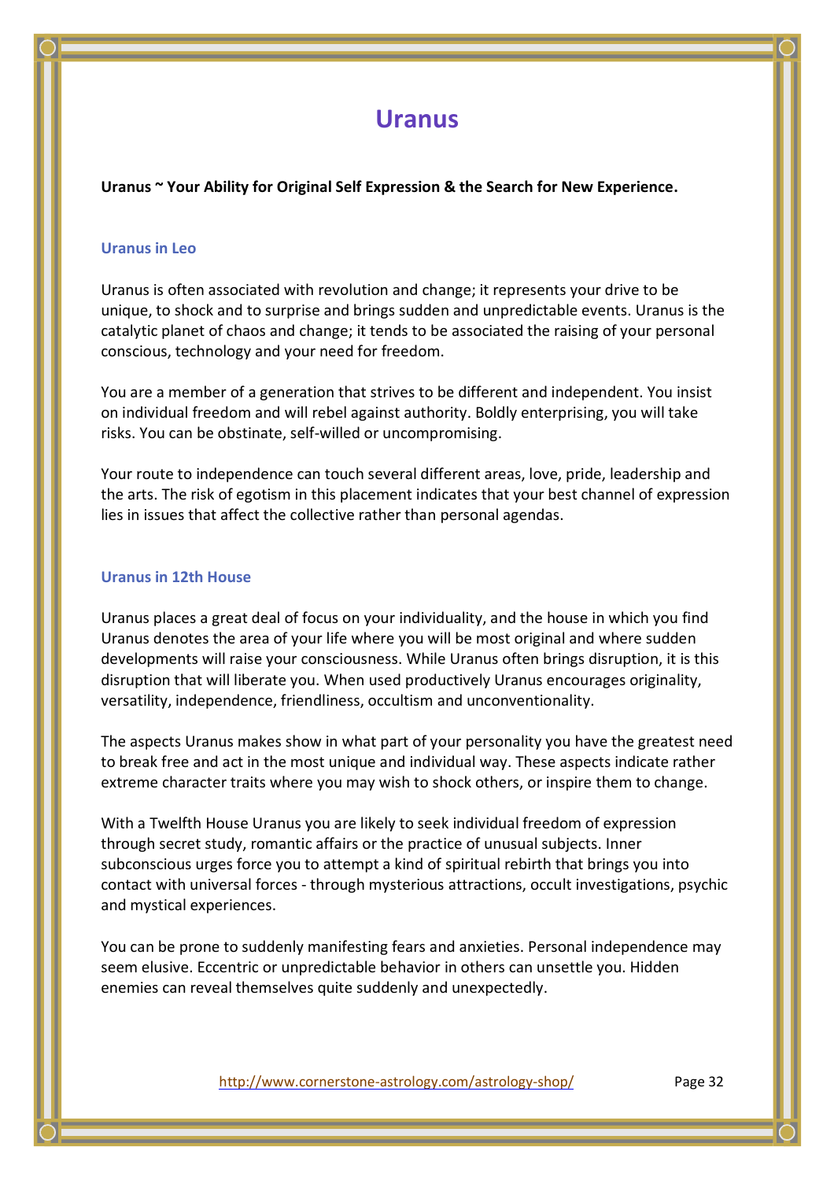# Uranus

**Uranus ~ Your Ability for Original Self Expression & the Search for New Experience.**

### Uranus in Leo

Uranus is often associated with revolution and change; it represents your drive to be unique, to shock and to surprise and brings sudden and unpredictable events. Uranus is the catalytic planet of chaos and change; it tends to be associated the raising of your personal conscious, technology and your need for freedom.

You are a member of a generation that strives to be different and independent. You insist on individual freedom and will rebel against authority. Boldly enterprising, you will take risks. You can be obstinate, self-willed or uncompromising.

Your route to independence can touch several different areas, love, pride, leadership and the arts. The risk of egotism in this placement indicates that your best channel of expression lies in issues that affect the collective rather than personal agendas.

### Uranus in 12th House

Uranus places a great deal of focus on your individuality, and the house in which you find Uranus denotes the area of your life where you will be most original and where sudden developments will raise your consciousness. While Uranus often brings disruption, it is this disruption that will liberate you. When used productively Uranus encourages originality, versatility, independence, friendliness, occultism and unconventionality.

The aspects Uranus makes show in what part of your personality you have the greatest need to break free and act in the most unique and individual way. These aspects indicate rather extreme character traits where you may wish to shock others, or inspire them to change.

With a Twelfth House Uranus you are likely to seek individual freedom of expression through secret study, romantic affairs or the practice of unusual subjects. Inner subconscious urges force you to attempt a kind of spiritual rebirth that brings you into contact with universal forces - through mysterious attractions, occult investigations, psychic and mystical experiences.

You can be prone to suddenly manifesting fears and anxieties. Personal independence may seem elusive. Eccentric or unpredictable behavior in others can unsettle you. Hidden enemies can reveal themselves quite suddenly and unexpectedly.

http://www.cornerstone-astrology.com/astrology-shop/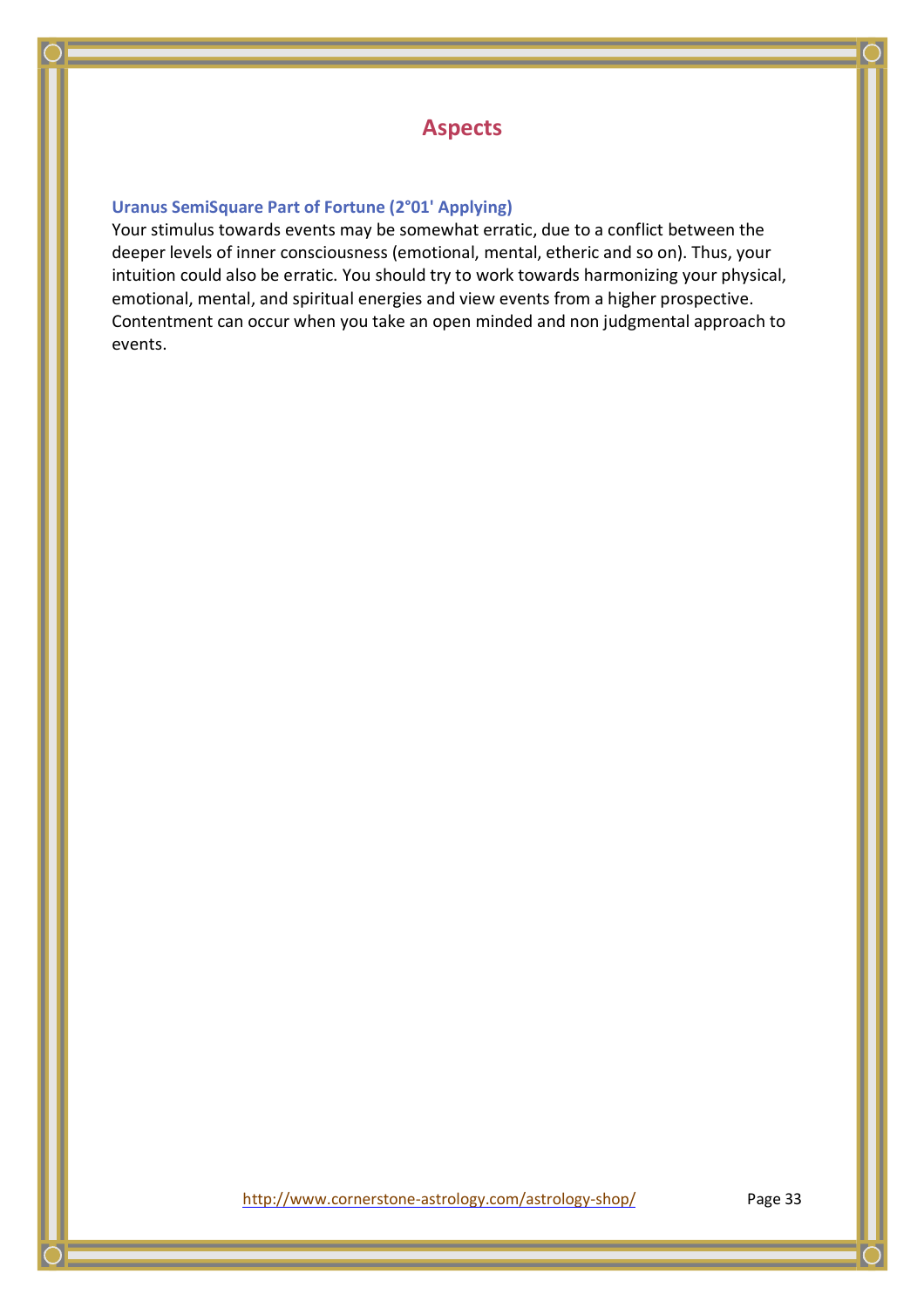## Aspects

### Uranus SemiSquare Part of Fortune (2°01' Applying)

Your stimulus towards events may be somewhat erratic, due to a conflict between the deeper levels of inner consciousness (emotional, mental, etheric and so on). Thus, your intuition could also be erratic. You should try to work towards harmonizing your physical, emotional, mental, and spiritual energies and view events from a higher prospective. Contentment can occur when you take an open minded and non judgmental approach to events.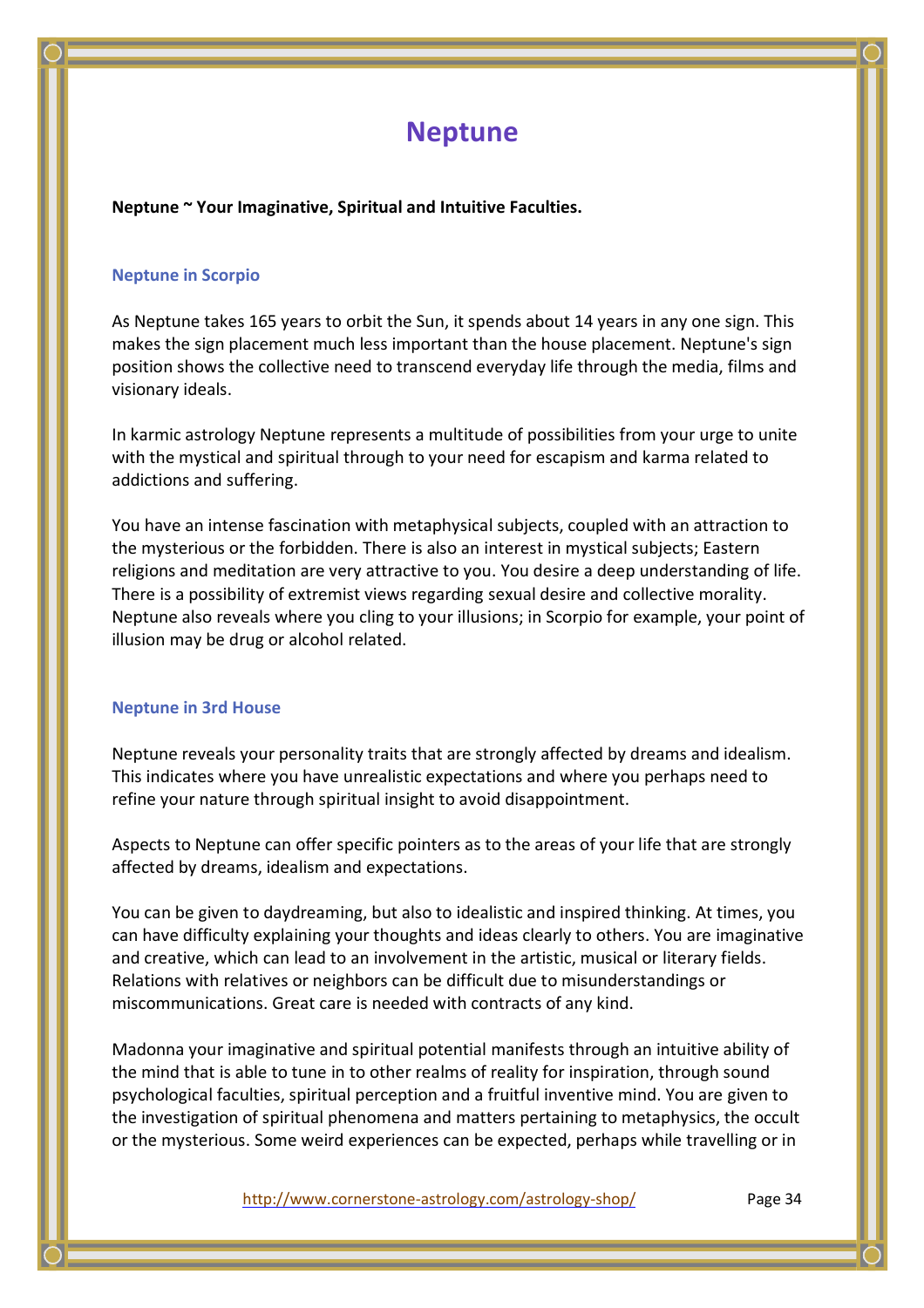# Neptune

**Neptune ~ Your Imaginative, Spiritual and Intuitive Faculties.**

### Neptune in Scorpio

As Neptune takes 165 years to orbit the Sun, it spends about 14 years in any one sign. This makes the sign placement much less important than the house placement. Neptune's sign position shows the collective need to transcend everyday life through the media, films and visionary ideals.

In karmic astrology Neptune represents a multitude of possibilities from your urge to unite with the mystical and spiritual through to your need for escapism and karma related to addictions and suffering.

You have an intense fascination with metaphysical subjects, coupled with an attraction to the mysterious or the forbidden. There is also an interest in mystical subjects; Eastern religions and meditation are very attractive to you. You desire a deep understanding of life. There is a possibility of extremist views regarding sexual desire and collective morality. Neptune also reveals where you cling to your illusions; in Scorpio for example, your point of illusion may be drug or alcohol related.

### Neptune in 3rd House

Neptune reveals your personality traits that are strongly affected by dreams and idealism. This indicates where you have unrealistic expectations and where you perhaps need to refine your nature through spiritual insight to avoid disappointment.

Aspects to Neptune can offer specific pointers as to the areas of your life that are strongly affected by dreams, idealism and expectations.

You can be given to daydreaming, but also to idealistic and inspired thinking. At times, you can have difficulty explaining your thoughts and ideas clearly to others. You are imaginative and creative, which can lead to an involvement in the artistic, musical or literary fields. Relations with relatives or neighbors can be difficult due to misunderstandings or miscommunications. Great care is needed with contracts of any kind.

Madonna your imaginative and spiritual potential manifests through an intuitive ability of the mind that is able to tune in to other realms of reality for inspiration, through sound psychological faculties, spiritual perception and a fruitful inventive mind. You are given to the investigation of spiritual phenomena and matters pertaining to metaphysics, the occult or the mysterious. Some weird experiences can be expected, perhaps while travelling or in

http://www.cornerstone-astrology.com/astrology-shop/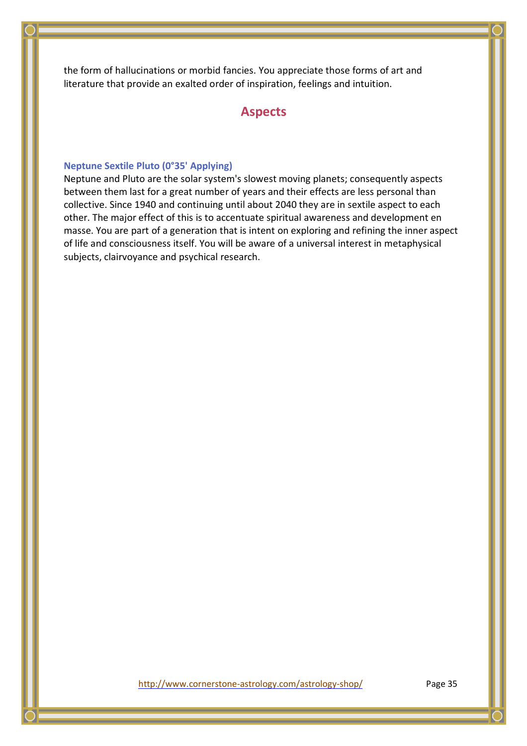the form of hallucinations or morbid fancies. You appreciate those forms of art and literature that provide an exalted order of inspiration, feelings and intuition.

## Aspects

### Neptune Sextile Pluto (0°35' Applying)

Neptune and Pluto are the solar system's slowest moving planets; consequently aspects between them last for a great number of years and their effects are less personal than collective. Since 1940 and continuing until about 2040 they are in sextile aspect to each other. The major effect of this is to accentuate spiritual awareness and development en masse. You are part of a generation that is intent on exploring and refining the inner aspect of life and consciousness itself. You will be aware of a universal interest in metaphysical subjects, clairvoyance and psychical research.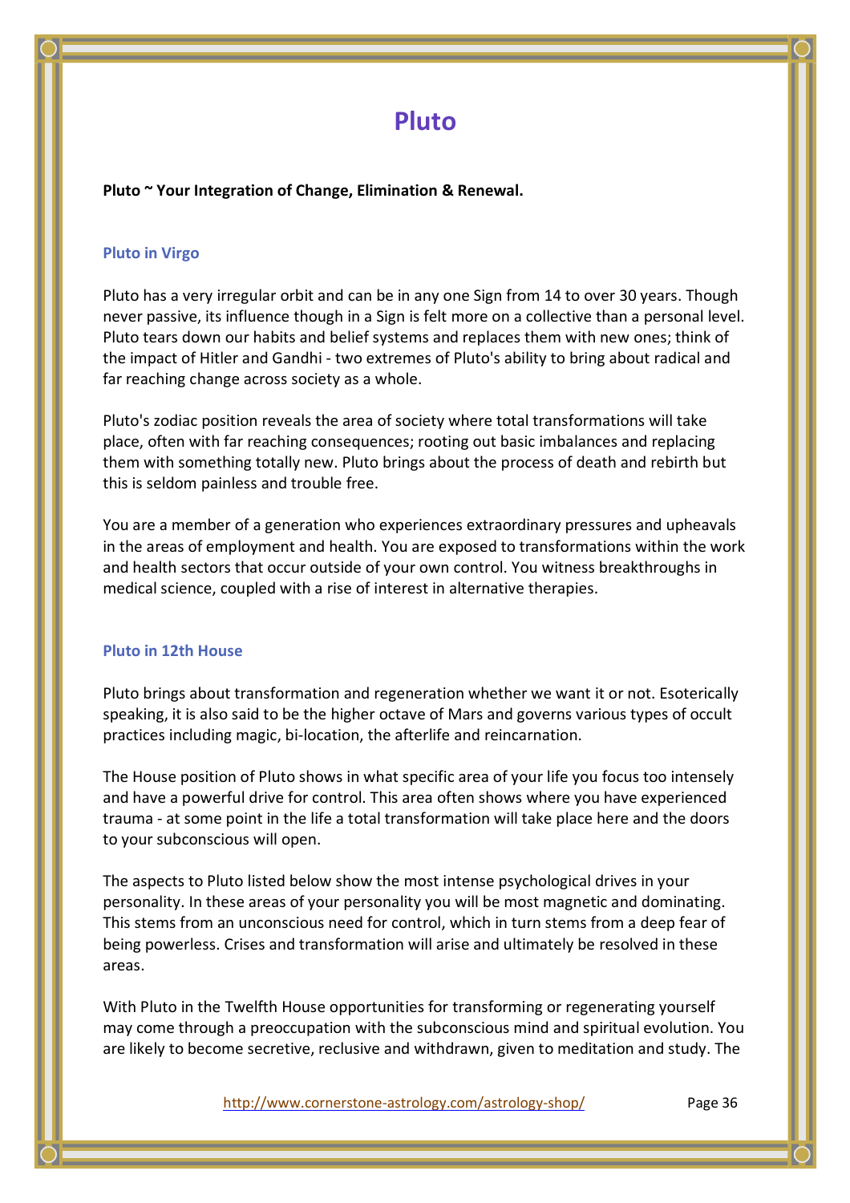# Pluto

**Pluto ~ Your Integration of Change, Elimination & Renewal.**

### Pluto in Virgo

Pluto has a very irregular orbit and can be in any one Sign from 14 to over 30 years. Though never passive, its influence though in a Sign is felt more on a collective than a personal level. Pluto tears down our habits and belief systems and replaces them with new ones; think of the impact of Hitler and Gandhi - two extremes of Pluto's ability to bring about radical and far reaching change across society as a whole.

Pluto's zodiac position reveals the area of society where total transformations will take place, often with far reaching consequences; rooting out basic imbalances and replacing them with something totally new. Pluto brings about the process of death and rebirth but this is seldom painless and trouble free.

You are a member of a generation who experiences extraordinary pressures and upheavals in the areas of employment and health. You are exposed to transformations within the work and health sectors that occur outside of your own control. You witness breakthroughs in medical science, coupled with a rise of interest in alternative therapies.

### Pluto in 12th House

Pluto brings about transformation and regeneration whether we want it or not. Esoterically speaking, it is also said to be the higher octave of Mars and governs various types of occult practices including magic, bi-location, the afterlife and reincarnation.

The House position of Pluto shows in what specific area of your life you focus too intensely and have a powerful drive for control. This area often shows where you have experienced trauma - at some point in the life a total transformation will take place here and the doors to your subconscious will open.

The aspects to Pluto listed below show the most intense psychological drives in your personality. In these areas of your personality you will be most magnetic and dominating. This stems from an unconscious need for control, which in turn stems from a deep fear of being powerless. Crises and transformation will arise and ultimately be resolved in these areas.

With Pluto in the Twelfth House opportunities for transforming or regenerating yourself may come through a preoccupation with the subconscious mind and spiritual evolution. You are likely to become secretive, reclusive and withdrawn, given to meditation and study. The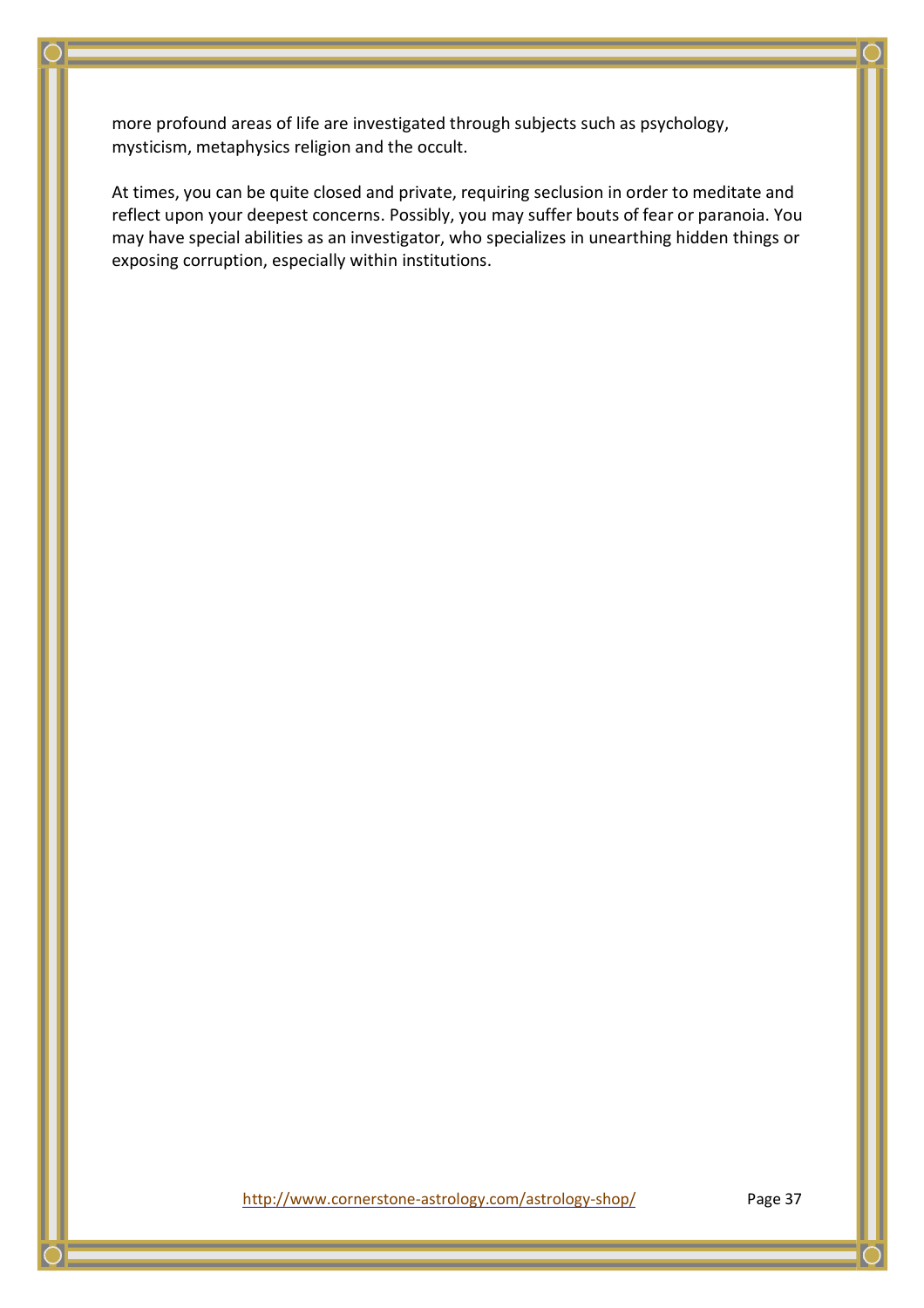more profound areas of life are investigated through subjects such as psychology, mysticism, metaphysics religion and the occult.

At times, you can be quite closed and private, requiring seclusion in order to meditate and reflect upon your deepest concerns. Possibly, you may suffer bouts of fear or paranoia. You may have special abilities as an investigator, who specializes in unearthing hidden things or exposing corruption, especially within institutions.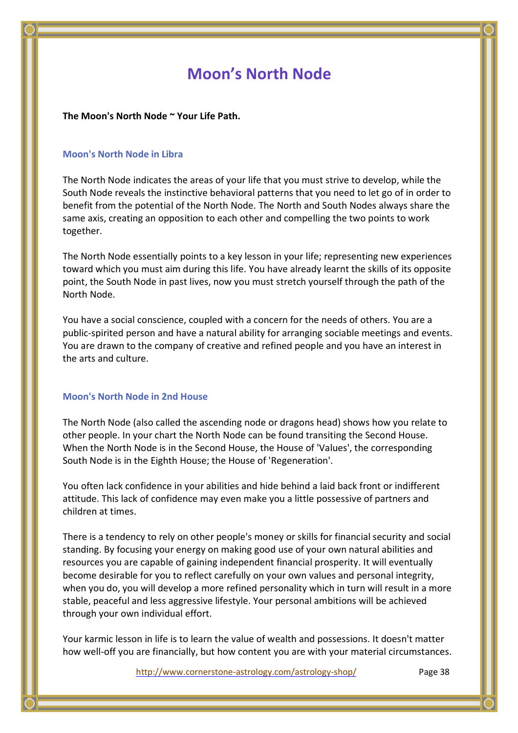# Moon's North Node

**The Moon's North Node ~ Your Life Path.**

### Moon's North Node in Libra

The North Node indicates the areas of your life that you must strive to develop, while the South Node reveals the instinctive behavioral patterns that you need to let go of in order to benefit from the potential of the North Node. The North and South Nodes always share the same axis, creating an opposition to each other and compelling the two points to work together.

The North Node essentially points to a key lesson in your life; representing new experiences toward which you must aim during this life. You have already learnt the skills of its opposite point, the South Node in past lives, now you must stretch yourself through the path of the North Node.

You have a social conscience, coupled with a concern for the needs of others. You are a public-spirited person and have a natural ability for arranging sociable meetings and events. You are drawn to the company of creative and refined people and you have an interest in the arts and culture.

### Moon's North Node in 2nd House

The North Node (also called the ascending node or dragons head) shows how you relate to other people. In your chart the North Node can be found transiting the Second House. When the North Node is in the Second House, the House of 'Values', the corresponding South Node is in the Eighth House; the House of 'Regeneration'.

You often lack confidence in your abilities and hide behind a laid back front or indifferent attitude. This lack of confidence may even make you a little possessive of partners and children at times.

There is a tendency to rely on other people's money or skills for financial security and social standing. By focusing your energy on making good use of your own natural abilities and resources you are capable of gaining independent financial prosperity. It will eventually become desirable for you to reflect carefully on your own values and personal integrity, when you do, you will develop a more refined personality which in turn will result in a more stable, peaceful and less aggressive lifestyle. Your personal ambitions will be achieved through your own individual effort.

Your karmic lesson in life is to learn the value of wealth and possessions. It doesn't matter how well-off you are financially, but how content you are with your material circumstances.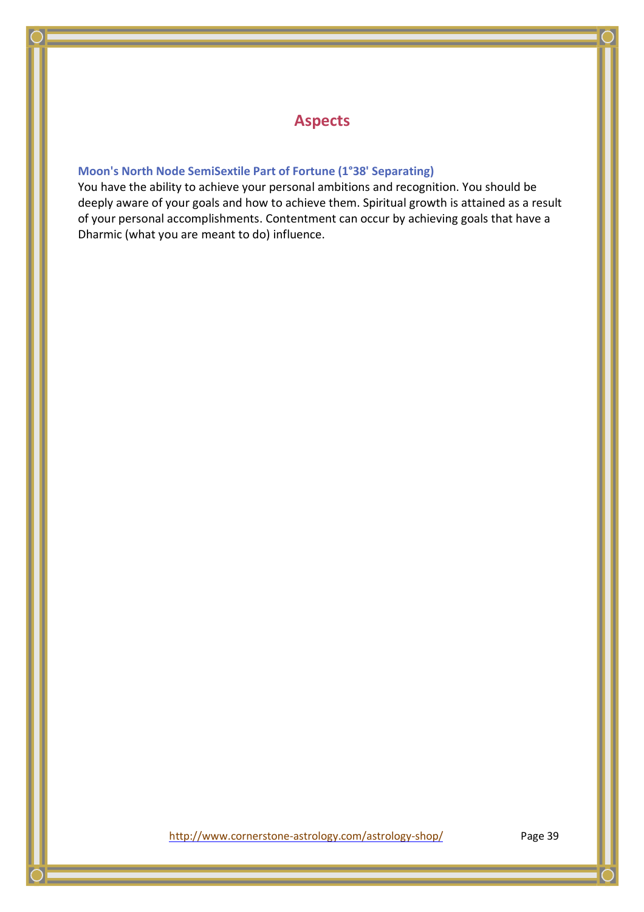## Aspects

### Moon's North Node SemiSextile Part of Fortune (1°38' Separating)

You have the ability to achieve your personal ambitions and recognition. You should be deeply aware of your goals and how to achieve them. Spiritual growth is attained as a result of your personal accomplishments. Contentment can occur by achieving goals that have a Dharmic (what you are meant to do) influence.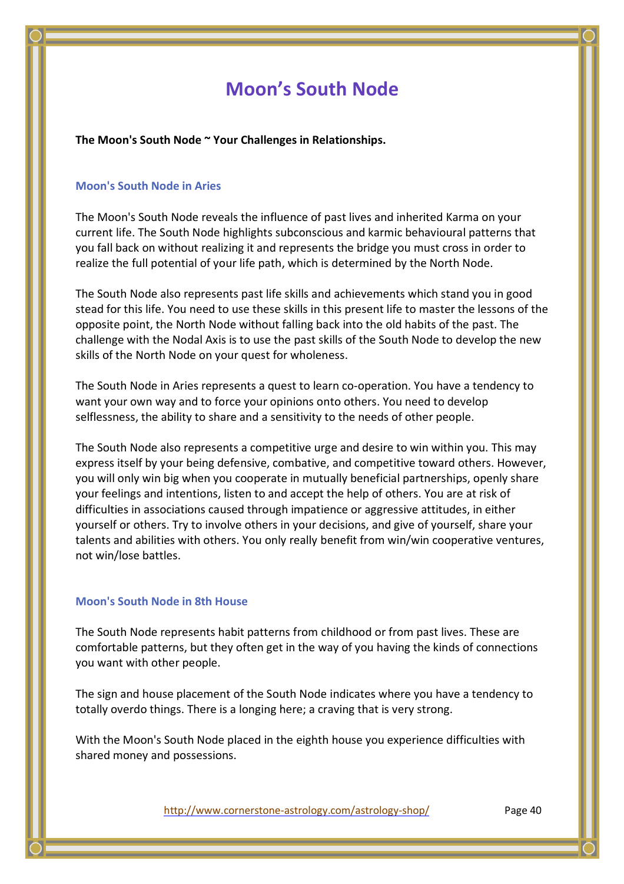# Moon's South Node

**The Moon's South Node ~ Your Challenges in Relationships.**

### Moon's South Node in Aries

The Moon's South Node reveals the influence of past lives and inherited Karma on your current life. The South Node highlights subconscious and karmic behavioural patterns that you fall back on without realizing it and represents the bridge you must cross in order to realize the full potential of your life path, which is determined by the North Node.

The South Node also represents past life skills and achievements which stand you in good stead for this life. You need to use these skills in this present life to master the lessons of the opposite point, the North Node without falling back into the old habits of the past. The challenge with the Nodal Axis is to use the past skills of the South Node to develop the new skills of the North Node on your quest for wholeness.

The South Node in Aries represents a quest to learn co-operation. You have a tendency to want your own way and to force your opinions onto others. You need to develop selflessness, the ability to share and a sensitivity to the needs of other people.

The South Node also represents a competitive urge and desire to win within you. This may express itself by your being defensive, combative, and competitive toward others. However, you will only win big when you cooperate in mutually beneficial partnerships, openly share your feelings and intentions, listen to and accept the help of others. You are at risk of difficulties in associations caused through impatience or aggressive attitudes, in either yourself or others. Try to involve others in your decisions, and give of yourself, share your talents and abilities with others. You only really benefit from win/win cooperative ventures, not win/lose battles.

### Moon's South Node in 8th House

The South Node represents habit patterns from childhood or from past lives. These are comfortable patterns, but they often get in the way of you having the kinds of connections you want with other people.

The sign and house placement of the South Node indicates where you have a tendency to totally overdo things. There is a longing here; a craving that is very strong.

With the Moon's South Node placed in the eighth house you experience difficulties with shared money and possessions.

http://www.cornerstone-astrology.com/astrology-shop/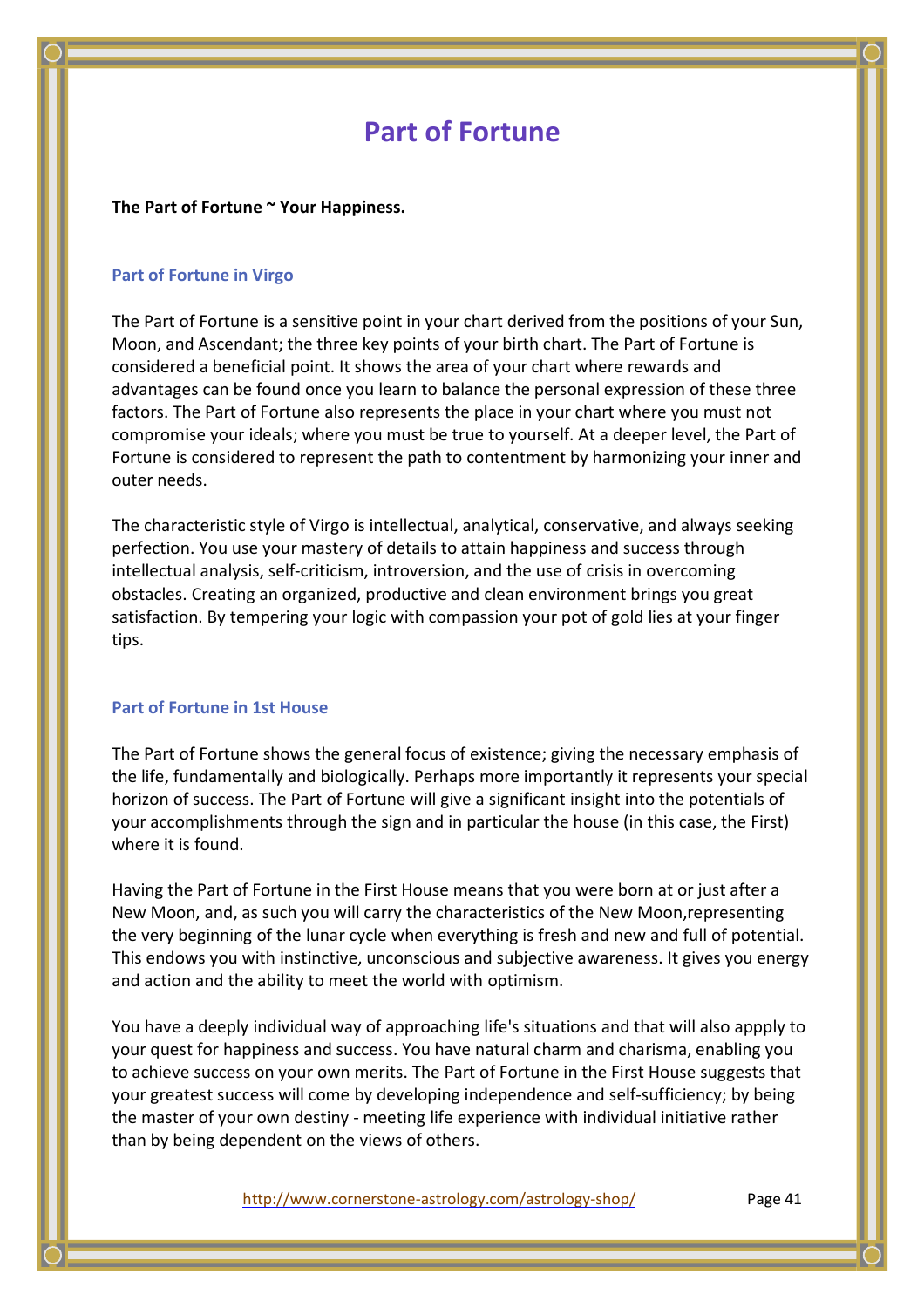# Part of Fortune

**The Part of Fortune ~ Your Happiness.**

## Part of Fortune in Virgo

The Part of Fortune is a sensitive point in your chart derived from the positions of your Sun, Moon, and Ascendant; the three key points of your birth chart. The Part of Fortune is considered a beneficial point. It shows the area of your chart where rewards and advantages can be found once you learn to balance the personal expression of these three factors. The Part of Fortune also represents the place in your chart where you must not compromise your ideals; where you must be true to yourself. At a deeper level, the Part of Fortune is considered to represent the path to contentment by harmonizing your inner and outer needs.

The characteristic style of Virgo is intellectual, analytical, conservative, and always seeking perfection. You use your mastery of details to attain happiness and success through intellectual analysis, self-criticism, introversion, and the use of crisis in overcoming obstacles. Creating an organized, productive and clean environment brings you great satisfaction. By tempering your logic with compassion your pot of gold lies at your finger tips.

## Part of Fortune in 1st House

The Part of Fortune shows the general focus of existence; giving the necessary emphasis of the life, fundamentally and biologically. Perhaps more importantly it represents your special horizon of success. The Part of Fortune will give a significant insight into the potentials of your accomplishments through the sign and in particular the house (in this case, the First) where it is found.

Having the Part of Fortune in the First House means that you were born at or just after a New Moon, and, as such you will carry the characteristics of the New Moon,representing the very beginning of the lunar cycle when everything is fresh and new and full of potential. This endows you with instinctive, unconscious and subjective awareness. It gives you energy and action and the ability to meet the world with optimism.

You have a deeply individual way of approaching life's situations and that will also appply to your quest for happiness and success. You have natural charm and charisma, enabling you to achieve success on your own merits. The Part of Fortune in the First House suggests that your greatest success will come by developing independence and self-sufficiency; by being the master of your own destiny - meeting life experience with individual initiative rather than by being dependent on the views of others.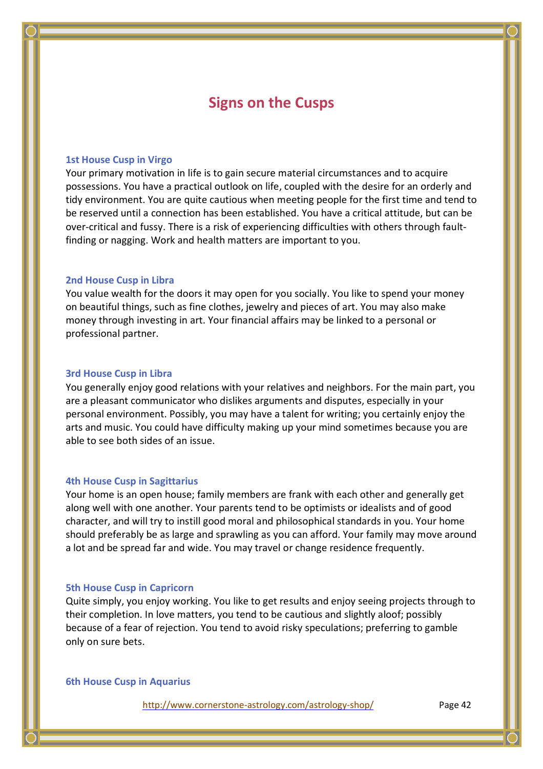# Signs on the Cusps

### 1st House Cusp in Virgo

Your primary motivation in life is to gain secure material circumstances and to acquire possessions. You have a practical outlook on life, coupled with the desire for an orderly and tidy environment. You are quite cautious when meeting people for the first time and tend to be reserved until a connection has been established. You have a critical attitude, but can be over-critical and fussy. There is a risk of experiencing difficulties with others through fault-finding or nagging. Work and health matters are important to you.

### 2nd House Cusp in Libra

You value wealth for the doors it may open for you socially. You like to spend your money on beautiful things, such as fine clothes, jewelry and pieces of art. You may also make money through investing in art. Your financial affairs may be linked to a personal or professional partner.

### 3rd House Cusp in Libra

You generally enjoy good relations with your relatives and neighbors. For the main part, you are a pleasant communicator who dislikes arguments and disputes, especially in your personal environment. Possibly, you may have a talent for writing; you certainly enjoy the arts and music. You could have difficulty making up your mind sometimes because you are able to see both sides of an issue.

### 4th House Cusp in Sagittarius

Your home is an open house; family members are frank with each other and generally get along well with one another. Your parents tend to be optimists or idealists and of good character, and will try to instill good moral and philosophical standards in you. Your home should preferably be as large and sprawling as you can afford. Your family may move around a lot and be spread far and wide. You may travel or change residence frequently.

### 5th House Cusp in Capricorn

Quite simply, you enjoy working. You like to get results and enjoy seeing projects through to their completion. In love matters, you tend to be cautious and slightly aloof; possibly because of a fear of rejection. You tend to avoid risky speculations; preferring to gamble only on sure bets.

### 6th House Cusp in Aquarius

http://www.cornerstone-astrology.com/astrology-shop/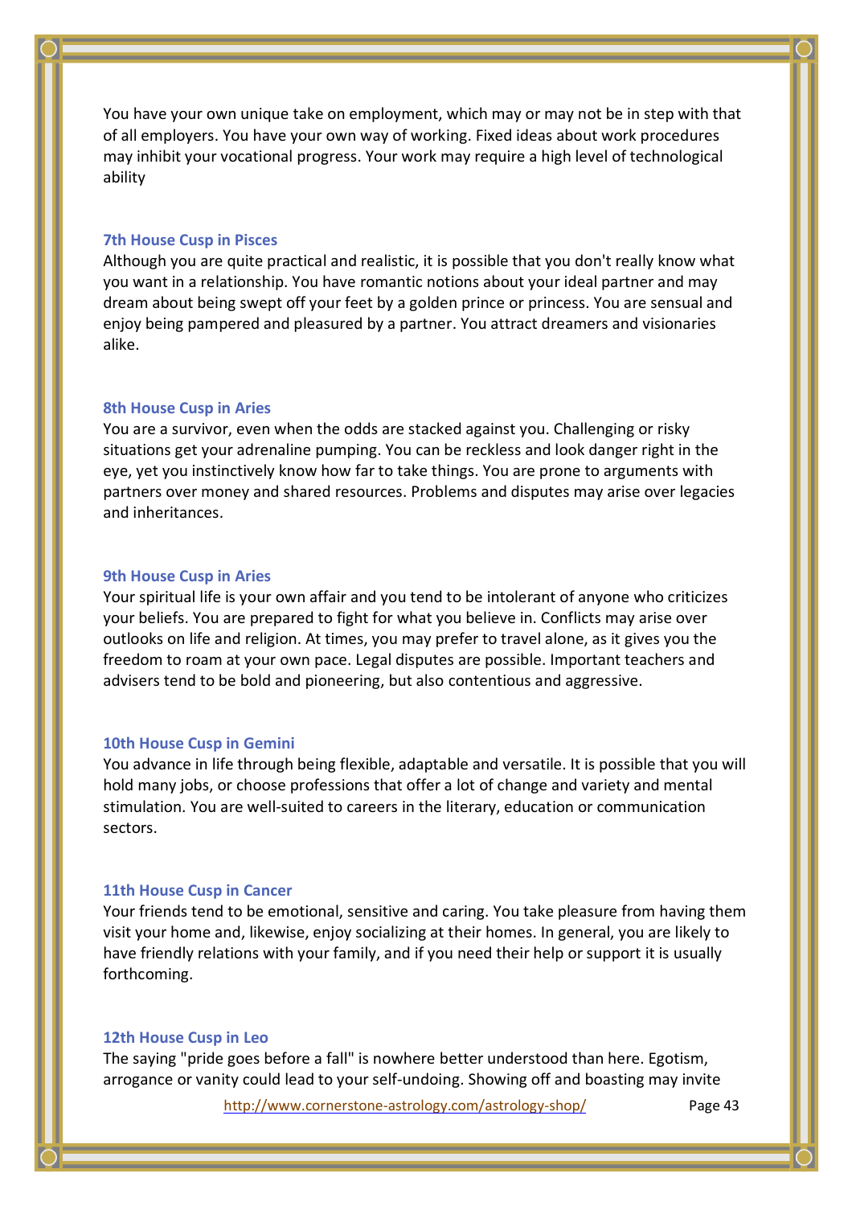You have your own unique take on employment, which may or may not be in step with that of all employers. You have your own way of working. Fixed ideas about work procedures may inhibit your vocational progress. Your work may require a high level of technological ability

### 7th House Cusp in Pisces

Although you are quite practical and realistic, it is possible that you don't really know what you want in a relationship. You have romantic notions about your ideal partner and may dream about being swept off your feet by a golden prince or princess. You are sensual and enjoy being pampered and pleasured by a partner. You attract dreamers and visionaries alike.

### 8th House Cusp in Aries

You are a survivor, even when the odds are stacked against you. Challenging or risky situations get your adrenaline pumping. You can be reckless and look danger right in the eye, yet you instinctively know how far to take things. You are prone to arguments with partners over money and shared resources. Problems and disputes may arise over legacies and inheritances.

### 9th House Cusp in Aries

Your spiritual life is your own affair and you tend to be intolerant of anyone who criticizes your beliefs. You are prepared to fight for what you believe in. Conflicts may arise over outlooks on life and religion. At times, you may prefer to travel alone, as it gives you the freedom to roam at your own pace. Legal disputes are possible. Important teachers and advisers tend to be bold and pioneering, but also contentious and aggressive.

### 10th House Cusp in Gemini

You advance in life through being flexible, adaptable and versatile. It is possible that you will hold many jobs, or choose professions that offer a lot of change and variety and mental stimulation. You are well-suited to careers in the literary, education or communication sectors.

### 11th House Cusp in Cancer

Your friends tend to be emotional, sensitive and caring. You take pleasure from having them visit your home and, likewise, enjoy socializing at their homes. In general, you are likely to have friendly relations with your family, and if you need their help or support it is usually forthcoming.

### 12th House Cusp in Leo

The saying "pride goes before a fall" is nowhere better understood than here. Egotism, arrogance or vanity could lead to your self-undoing. Showing off and boasting may invite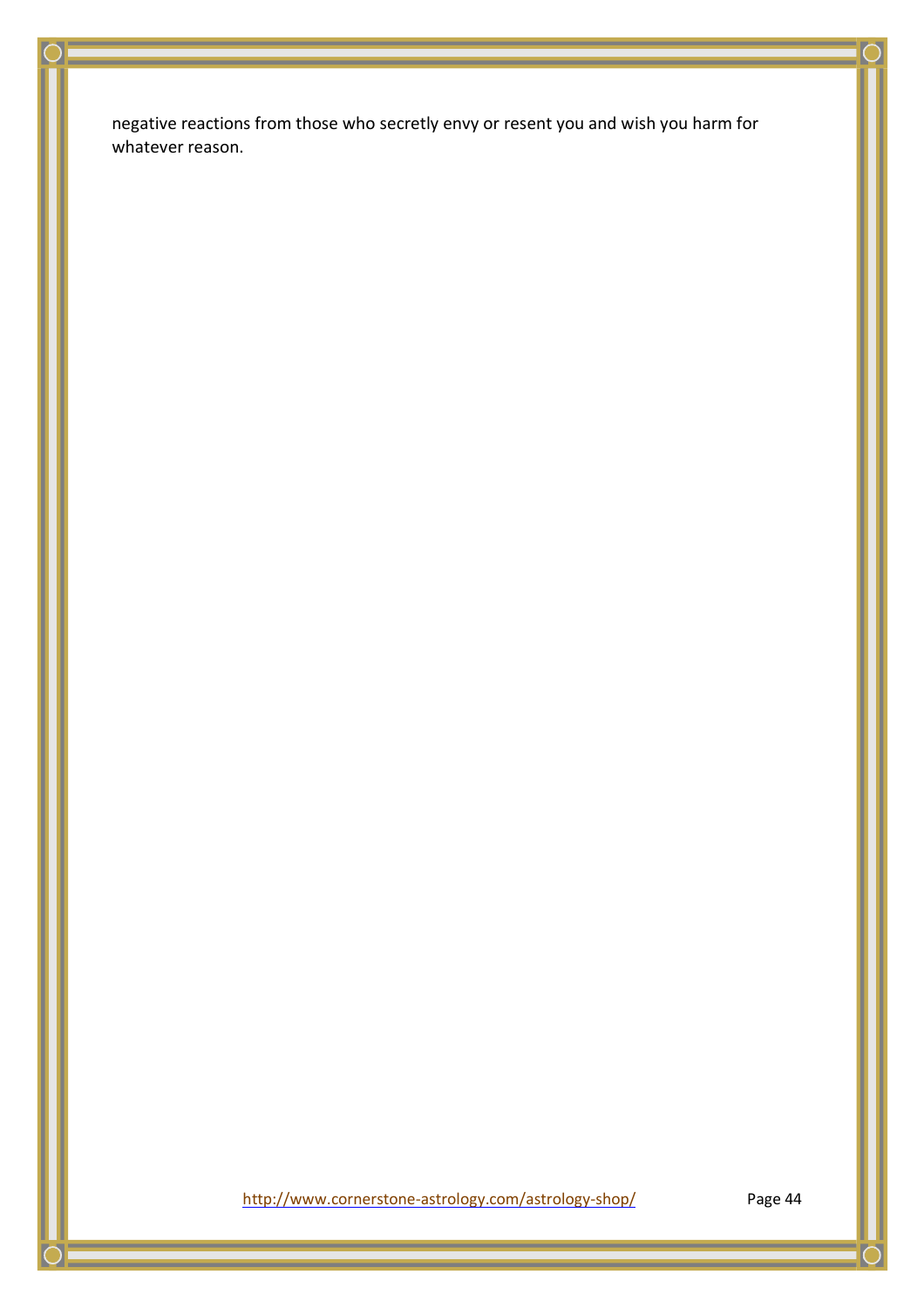negative reactions from those who secretly envy or resent you and wish you harm for whatever reason.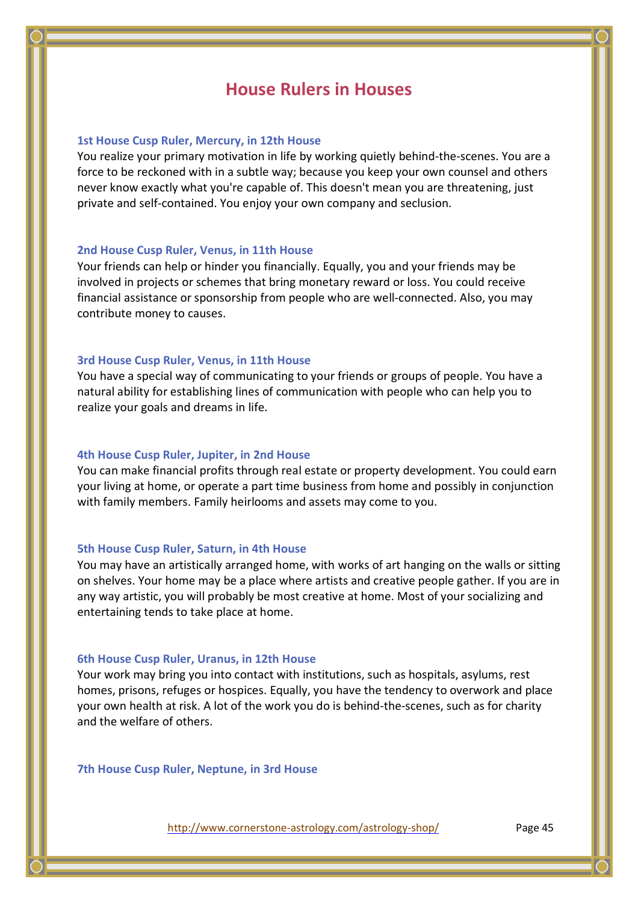# House Rulers in Houses

### 1st House Cusp Ruler, Mercury, in 12th House

You realize your primary motivation in life by working quietly behind-the-scenes. You are a force to be reckoned with in a subtle way; because you keep your own counsel and others never know exactly what you're capable of. This doesn't mean you are threatening, just private and self-contained. You enjoy your own company and seclusion.

### 2nd House Cusp Ruler, Venus, in 11th House

Your friends can help or hinder you financially. Equally, you and your friends may be involved in projects or schemes that bring monetary reward or loss. You could receive financial assistance or sponsorship from people who are well-connected. Also, you may contribute money to causes.

### 3rd House Cusp Ruler, Venus, in 11th House

You have a special way of communicating to your friends or groups of people. You have a natural ability for establishing lines of communication with people who can help you to realize your goals and dreams in life.

### 4th House Cusp Ruler, Jupiter, in 2nd House

You can make financial profits through real estate or property development. You could earn your living at home, or operate a part time business from home and possibly in conjunction with family members. Family heirlooms and assets may come to you.

### 5th House Cusp Ruler, Saturn, in 4th House

You may have an artistically arranged home, with works of art hanging on the walls or sitting on shelves. Your home may be a place where artists and creative people gather. If you are in any way artistic, you will probably be most creative at home. Most of your socializing and entertaining tends to take place at home.

### 6th House Cusp Ruler, Uranus, in 12th House

Your work may bring you into contact with institutions, such as hospitals, asylums, rest homes, prisons, refuges or hospices. Equally, you have the tendency to overwork and place your own health at risk. A lot of the work you do is behind-the-scenes, such as for charity and the welfare of others.

### 7th House Cusp Ruler, Neptune, in 3rd House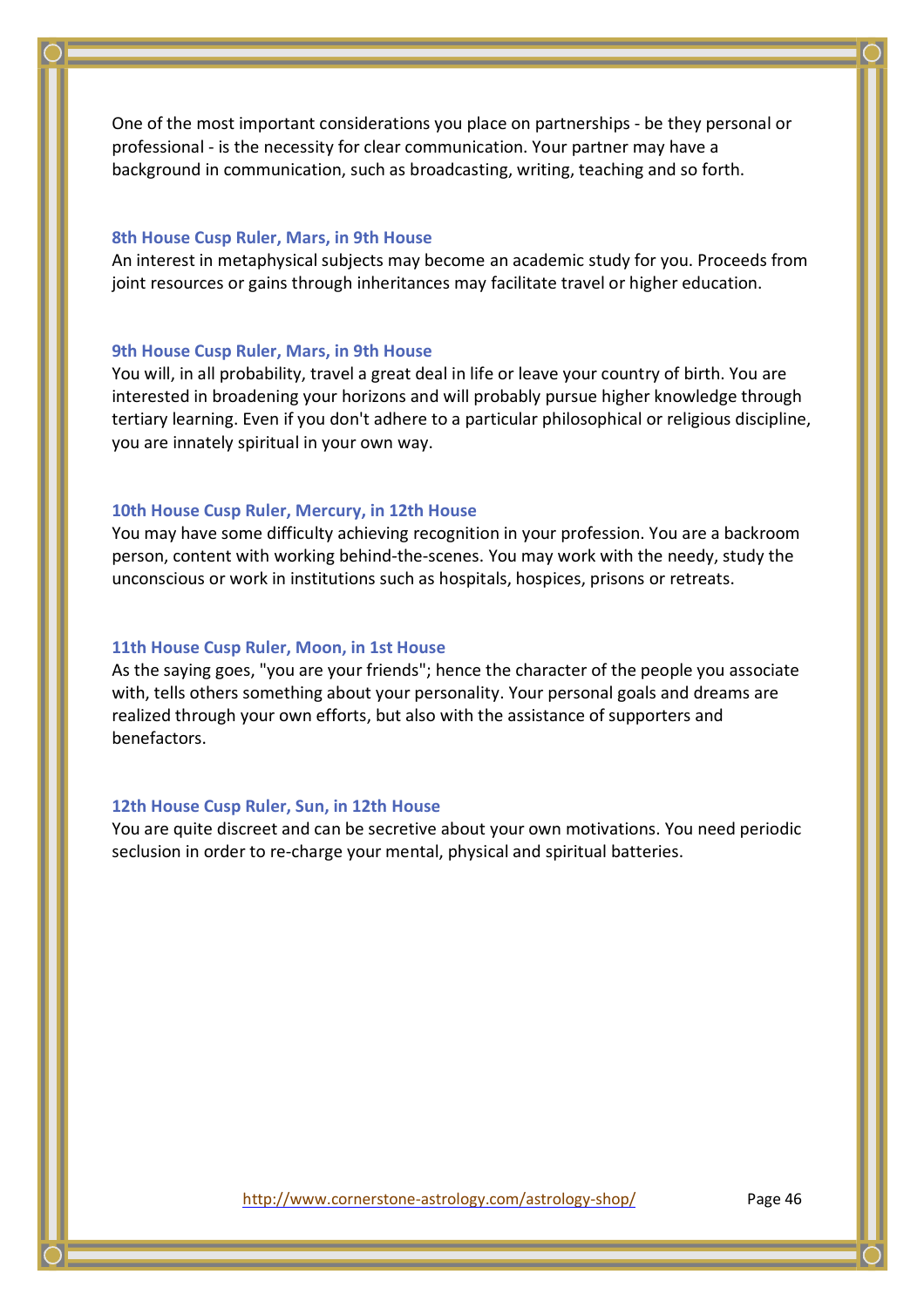One of the most important considerations you place on partnerships - be they personal or professional - is the necessity for clear communication. Your partner may have a background in communication, such as broadcasting, writing, teaching and so forth.

### 8th House Cusp Ruler, Mars, in 9th House

An interest in metaphysical subjects may become an academic study for you. Proceeds from joint resources or gains through inheritances may facilitate travel or higher education.

### 9th House Cusp Ruler, Mars, in 9th House

You will, in all probability, travel a great deal in life or leave your country of birth. You are interested in broadening your horizons and will probably pursue higher knowledge through tertiary learning. Even if you don't adhere to a particular philosophical or religious discipline, you are innately spiritual in your own way.

### 10th House Cusp Ruler, Mercury, in 12th House

You may have some difficulty achieving recognition in your profession. You are a backroom person, content with working behind-the-scenes. You may work with the needy, study the unconscious or work in institutions such as hospitals, hospices, prisons or retreats.

### 11th House Cusp Ruler, Moon, in 1st House

As the saying goes, "you are your friends"; hence the character of the people you associate with, tells others something about your personality. Your personal goals and dreams are realized through your own efforts, but also with the assistance of supporters and benefactors.

### 12th House Cusp Ruler, Sun, in 12th House

You are quite discreet and can be secretive about your own motivations. You need periodic seclusion in order to re-charge your mental, physical and spiritual batteries.

http://www.cornerstone-astrology.com/astrology-shop/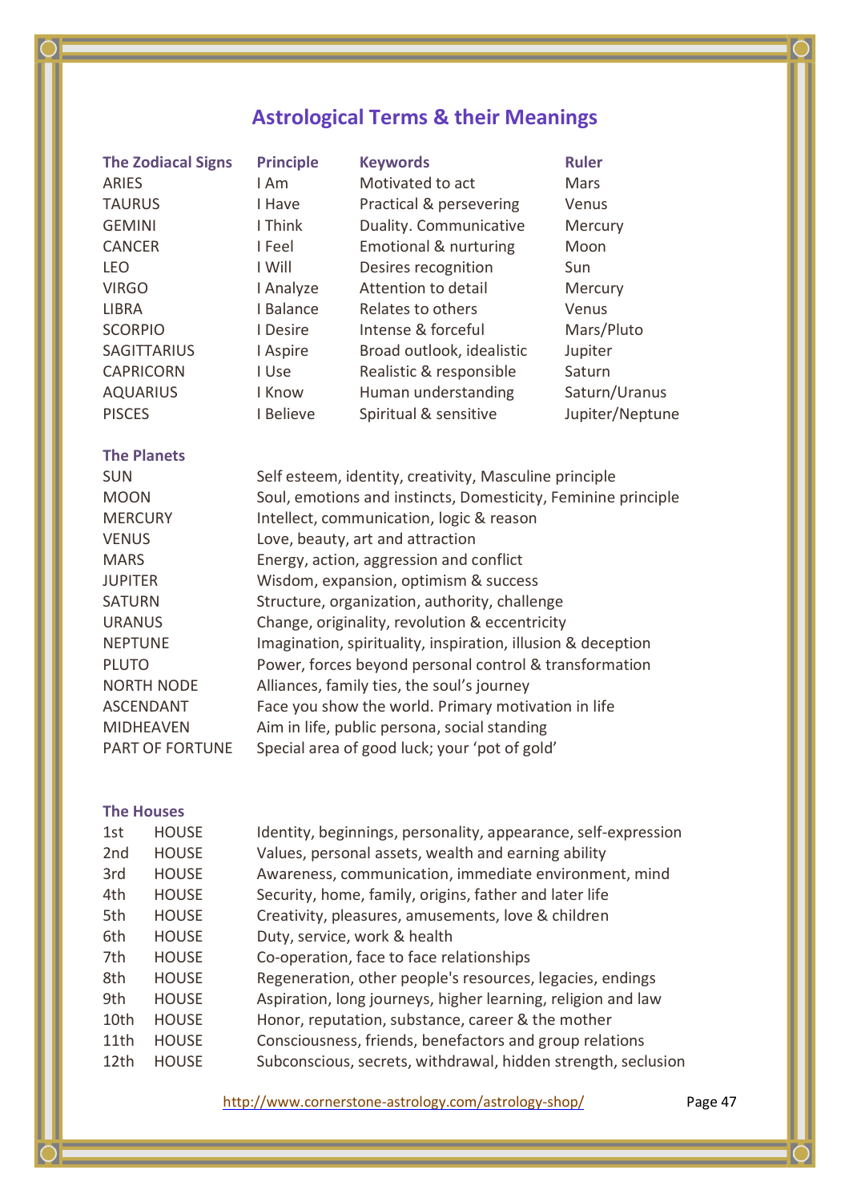# Astrological Terms & their Meanings

| The Zodiacal Signs | Principle | Keywords | Ruler |
|---|---|---|---|
| ARIES | I Am | Motivated to act | Mars |
| TAURUS | I Have | Practical & persevering | Venus |
| GEMINI | I Think | Duality. Communicative | Mercury |
| CANCER | I Feel | Emotional & nurturing | Moon |
| LEO | I Will | Desires recognition | Sun |
| VIRGO | I Analyze | Attention to detail | Mercury |
| LIBRA | I Balance | Relates to others | Venus |
| SCORPIO | I Desire | Intense & forceful | Mars/Pluto |
| SAGITTARIUS | I Aspire | Broad outlook, idealistic | Jupiter |
| CAPRICORN | I Use | Realistic & responsible | Saturn |
| AQUARIUS | I Know | Human understanding | Saturn/Uranus |
| PISCES | I Believe | Spiritual & sensitive | Jupiter/Neptune |

| The Planets | |
|---|---|
| SUN | Self esteem, identity, creativity, Masculine principle |
| MOON | Soul, emotions and instincts, Domesticity, Feminine principle |
| MERCURY | Intellect, communication, logic & reason |
| VENUS | Love, beauty, art and attraction |
| MARS | Energy, action, aggression and conflict |
| JUPITER | Wisdom, expansion, optimism & success |
| SATURN | Structure, organization, authority, challenge |
| URANUS | Change, originality, revolution & eccentricity |
| NEPTUNE | Imagination, spirituality, inspiration, illusion & deception |
| PLUTO | Power, forces beyond personal control & transformation |
| NORTH NODE | Alliances, family ties, the soul's journey |
| ASCENDANT | Face you show the world. Primary motivation in life |
| MIDHEAVEN | Aim in life, public persona, social standing |
| PART OF FORTUNE | Special area of good luck; your 'pot of gold' |

| The Houses | | |
|---|---|---|
| 1st | HOUSE | Identity, beginnings, personality, appearance, self-expression |
| 2nd | HOUSE | Values, personal assets, wealth and earning ability |
| 3rd | HOUSE | Awareness, communication, immediate environment, mind |
| 4th | HOUSE | Security, home, family, origins, father and later life |
| 5th | HOUSE | Creativity, pleasures, amusements, love & children |
| 6th | HOUSE | Duty, service, work & health |
| 7th | HOUSE | Co-operation, face to face relationships |
| 8th | HOUSE | Regeneration, other people's resources, legacies, endings |
| 9th | HOUSE | Aspiration, long journeys, higher learning, religion and law |
| 10th | HOUSE | Honor, reputation, substance, career & the mother |
| 11th | HOUSE | Consciousness, friends, benefactors and group relations |
| 12th | HOUSE | Subconscious, secrets, withdrawal, hidden strength, seclusion |

http://www.cornerstone-astrology.com/astrology-shop/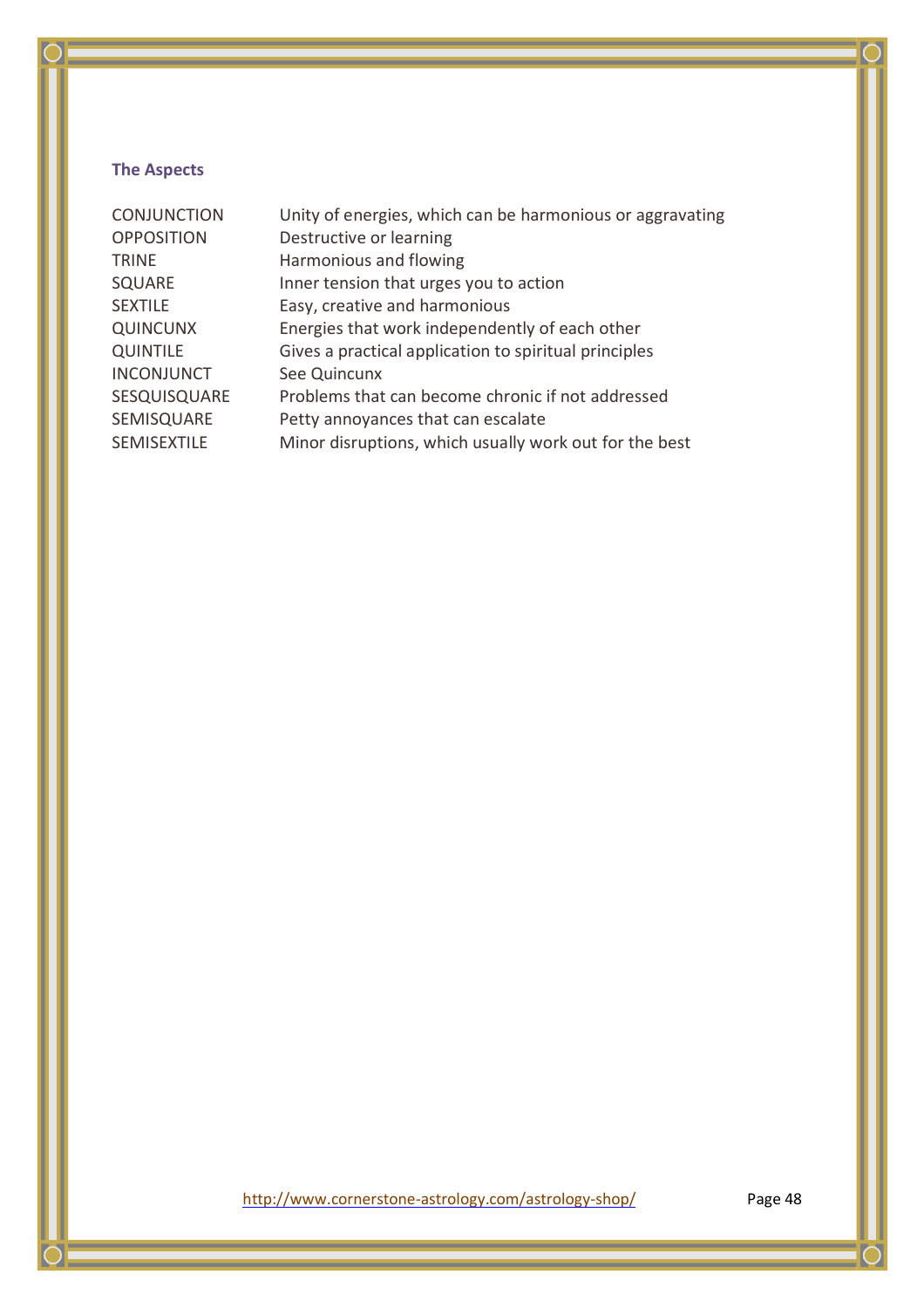### The Aspects

| | |
|---|---|
| CONJUNCTION | Unity of energies, which can be harmonious or aggravating |
| OPPOSITION | Destructive or learning |
| TRINE | Harmonious and flowing |
| SQUARE | Inner tension that urges you to action |
| SEXTILE | Easy, creative and harmonious |
| QUINCUNX | Energies that work independently of each other |
| QUINTILE | Gives a practical application to spiritual principles |
| INCONJUNCT | See Quincunx |
| SESQUISQUARE | Problems that can become chronic if not addressed |
| SEMISQUARE | Petty annoyances that can escalate |
| SEMISEXTILE | Minor disruptions, which usually work out for the best |

http://www.cornerstone-astrology.com/astrology-shop/